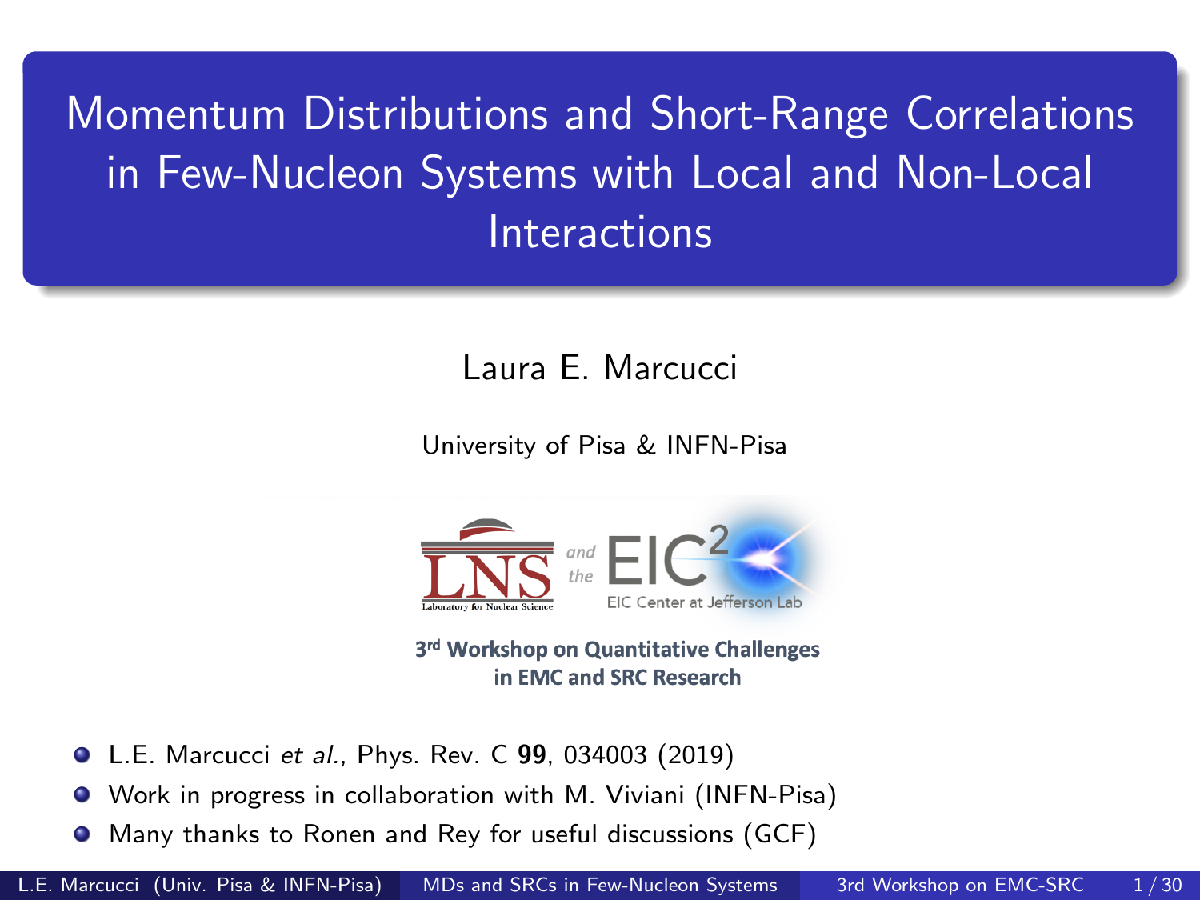# Momentum Distributions and Short-Range Correlations in Few-Nucleon Systems with Local and Non-Local Interactions

Laura E. Marcucci

University of Pisa & INFN-Pisa

LNS and the EIC$^2$ EIC Center at Jefferson Lab

**3rd Workshop on Quantitative Challenges in EMC and SRC Research**

- L.E. Marcucci *et al.*, Phys. Rev. C **99**, 034003 (2019)
- Work in progress in collaboration with M. Viviani (INFN-Pisa)
- Many thanks to Ronen and Rey for useful discussions (GCF)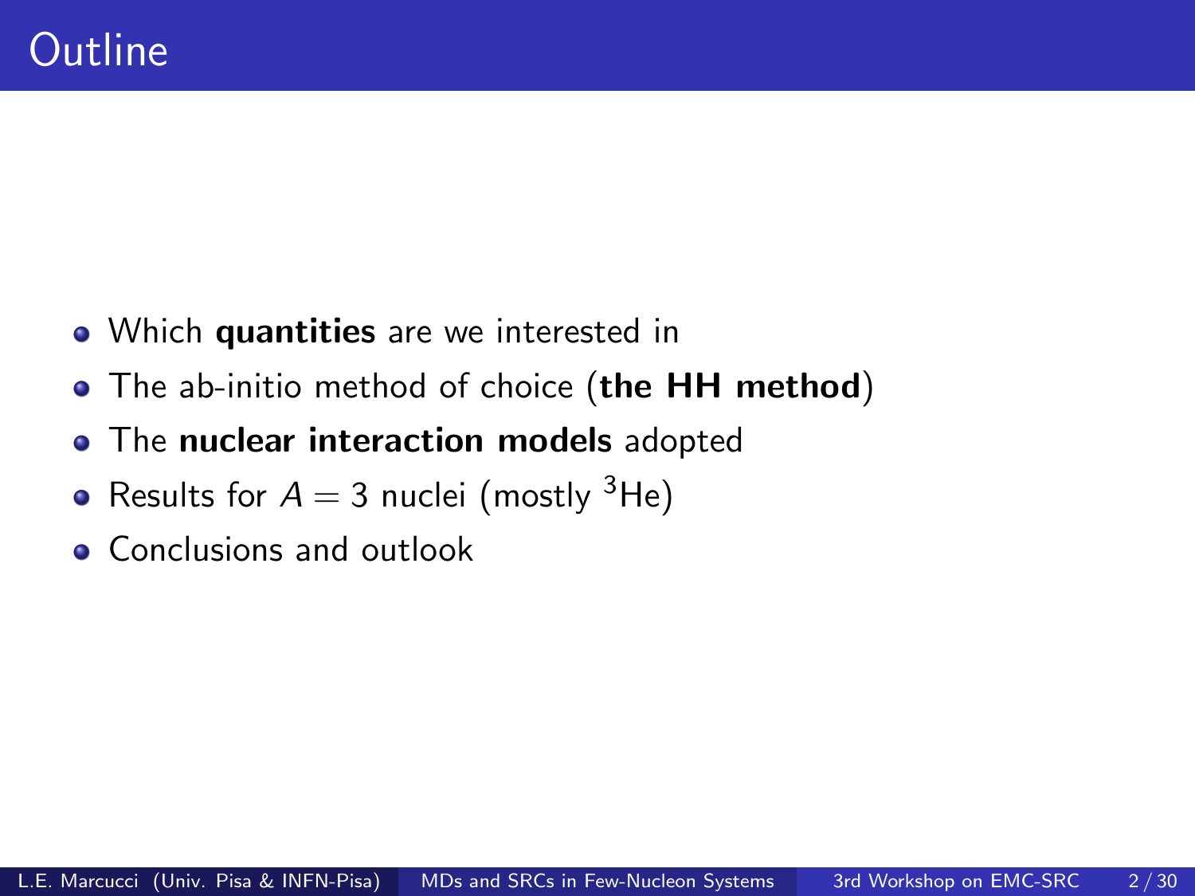# Outline

- Which **quantities** are we interested in
- The ab-initio method of choice (**the HH method**)
- The **nuclear interaction models** adopted
- Results for $A = 3$ nuclei (mostly $^3$He)
- Conclusions and outlook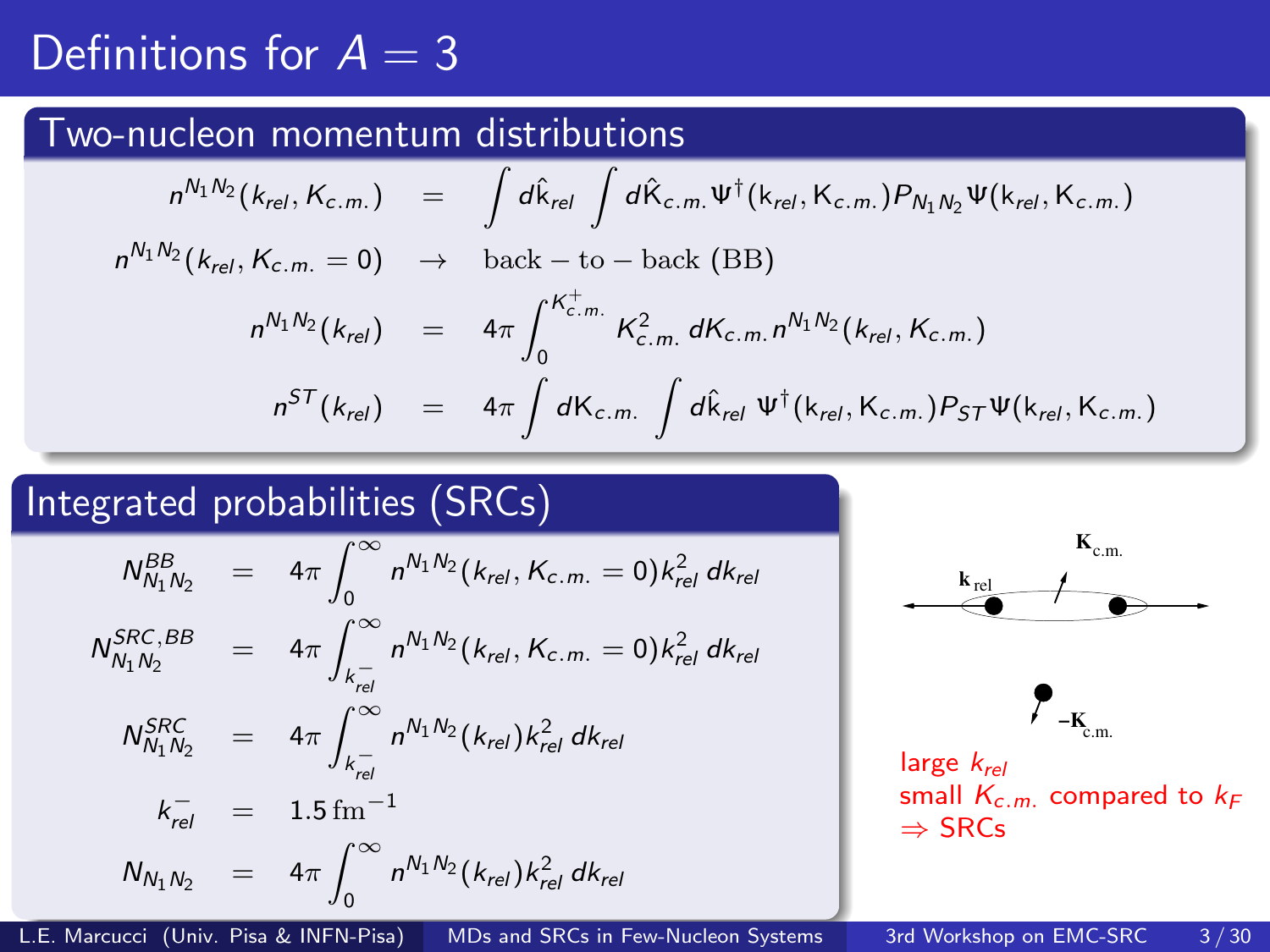# Definitions for $A = 3$

## Two-nucleon momentum distributions

$$n^{N_1N_2}(k_{rel}, K_{c.m.}) = \int d\hat{k}_{rel} \int d\hat{K}_{c.m.} \Psi^\dagger(\mathrm{k}_{rel}, \mathrm{K}_{c.m.}) P_{N_1N_2} \Psi(\mathrm{k}_{rel}, \mathrm{K}_{c.m.})$$

$$n^{N_1N_2}(k_{rel}, K_{c.m.} = 0) \rightarrow \text{back} - \text{to} - \text{back (BB)}$$

$$n^{N_1N_2}(k_{rel}) = 4\pi \int_0^{K^+_{c.m.}} K^2_{c.m.}\, dK_{c.m.}\, n^{N_1N_2}(k_{rel}, K_{c.m.})$$

$$n^{ST}(k_{rel}) = 4\pi \int d\mathrm{K}_{c.m.} \int d\hat{k}_{rel}\, \Psi^\dagger(\mathrm{k}_{rel}, \mathrm{K}_{c.m.}) P_{ST} \Psi(\mathrm{k}_{rel}, \mathrm{K}_{c.m.})$$

## Integrated probabilities (SRCs)

$$N^{BB}_{N_1N_2} = 4\pi \int_0^\infty n^{N_1N_2}(k_{rel}, K_{c.m.} = 0) k^2_{rel}\, dk_{rel}$$

$$N^{SRC,BB}_{N_1N_2} = 4\pi \int_{k^-_{rel}}^\infty n^{N_1N_2}(k_{rel}, K_{c.m.} = 0) k^2_{rel}\, dk_{rel}$$

$$N^{SRC}_{N_1N_2} = 4\pi \int_{k^-_{rel}}^\infty n^{N_1N_2}(k_{rel}) k^2_{rel}\, dk_{rel}$$

$$k^-_{rel} = 1.5\,\mathrm{fm}^{-1}$$

$$N_{N_1N_2} = 4\pi \int_0^\infty n^{N_1N_2}(k_{rel}) k^2_{rel}\, dk_{rel}$$

large $k_{rel}$
small $K_{c.m.}$ compared to $k_F$
$\Rightarrow$ SRCs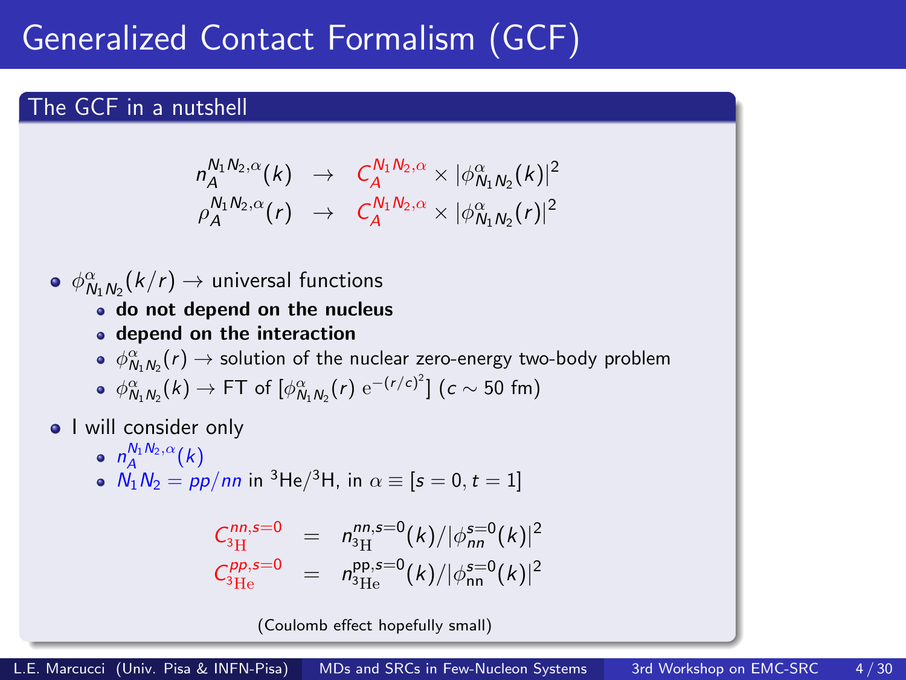# Generalized Contact Formalism (GCF)

## The GCF in a nutshell

$$
\begin{aligned}
n_A^{N_1N_2,\alpha}(k) &\rightarrow C_A^{N_1N_2,\alpha} \times |\phi^\alpha_{N_1N_2}(k)|^2 \\
\rho_A^{N_1N_2,\alpha}(r) &\rightarrow C_A^{N_1N_2,\alpha} \times |\phi^\alpha_{N_1N_2}(r)|^2
\end{aligned}
$$

- $\phi^\alpha_{N_1N_2}(k/r) \rightarrow$ universal functions
  - **do not depend on the nucleus**
  - **depend on the interaction**
  - $\phi^\alpha_{N_1N_2}(r) \rightarrow$ solution of the nuclear zero-energy two-body problem
  - $\phi^\alpha_{N_1N_2}(k) \rightarrow$ FT of $[\phi^\alpha_{N_1N_2}(r)\ \mathrm{e}^{-(r/c)^2}]$ ($c \sim 50$ fm)
- I will consider only
  - $n_A^{N_1N_2,\alpha}(k)$
  - $N_1N_2 = pp/nn$ in $^3$He/$^3$H, in $\alpha \equiv [s=0, t=1]$

$$
\begin{aligned}
C^{nn,s=0}_{^3\mathrm{H}} &= n^{nn,s=0}_{^3\mathrm{H}}(k)/|\phi^{s=0}_{nn}(k)|^2 \\
C^{pp,s=0}_{^3\mathrm{He}} &= n^{\mathrm{pp},s=0}_{^3\mathrm{He}}(k)/|\phi^{s=0}_{\mathrm{nn}}(k)|^2
\end{aligned}
$$

(Coulomb effect hopefully small)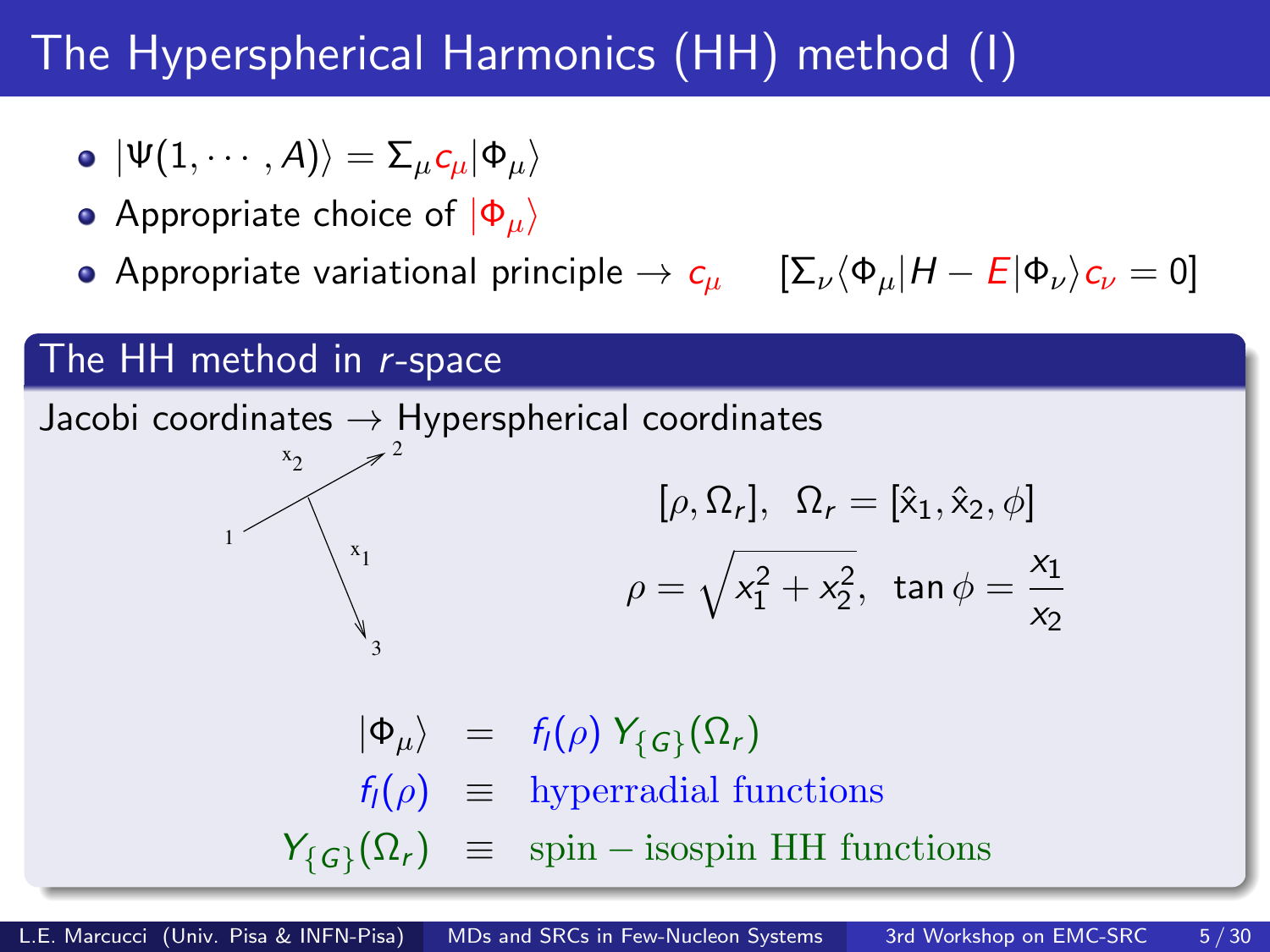# The Hyperspherical Harmonics (HH) method (I)

- $|\Psi(1, \cdots, A)\rangle = \Sigma_\mu c_\mu |\Phi_\mu\rangle$
- Appropriate choice of $|\Phi_\mu\rangle$
- Appropriate variational principle $\to c_\mu \quad [\Sigma_\nu \langle \Phi_\mu | H - E | \Phi_\nu \rangle c_\nu = 0]$

## The HH method in *r*-space

Jacobi coordinates $\to$ Hyperspherical coordinates

$$[\rho, \Omega_r], \;\; \Omega_r = [\hat{x}_1, \hat{x}_2, \phi]$$

$$\rho = \sqrt{x_1^2 + x_2^2}, \;\; \tan\phi = \frac{x_1}{x_2}$$

$$|\Phi_\mu\rangle = f_l(\rho)\, Y_{\{G\}}(\Omega_r)$$

$$f_l(\rho) \equiv \text{hyperradial functions}$$

$$Y_{\{G\}}(\Omega_r) \equiv \text{spin}-\text{isospin HH functions}$$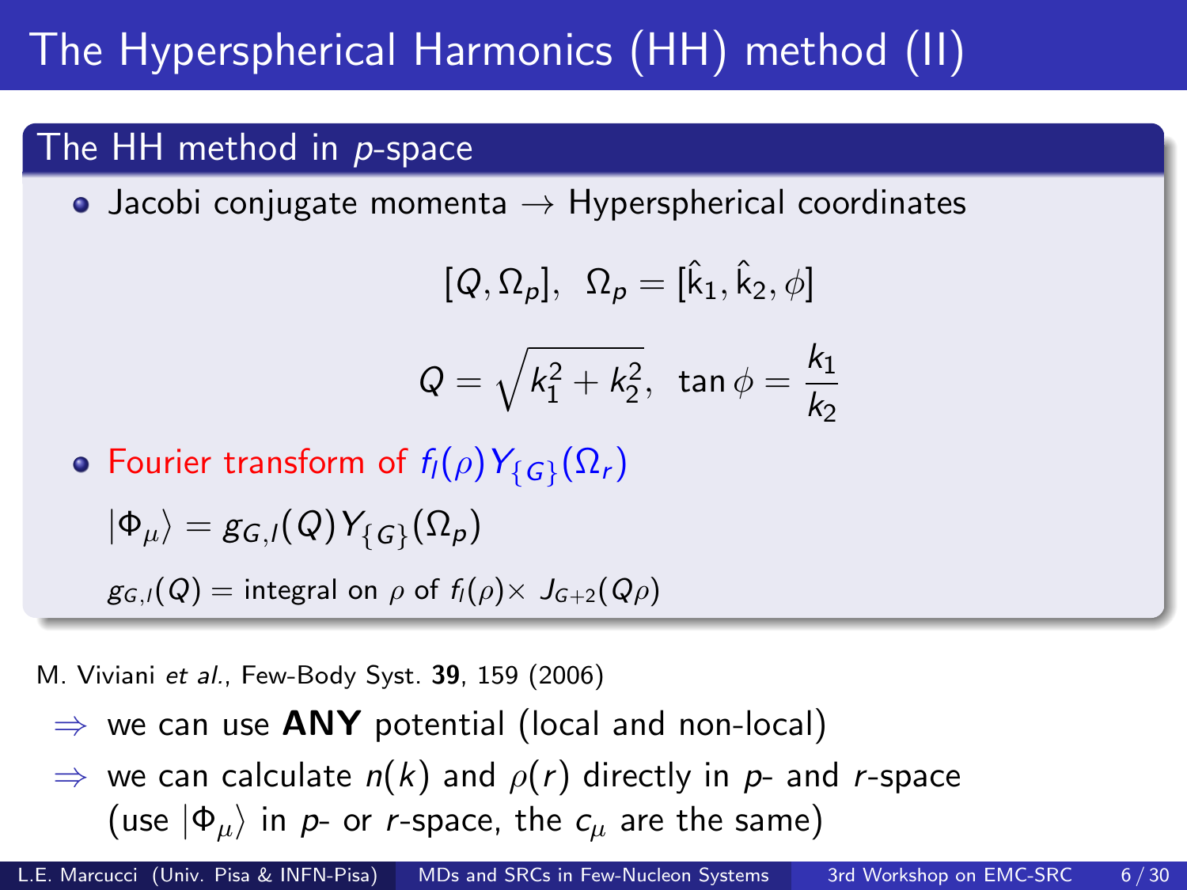# The Hyperspherical Harmonics (HH) method (II)

## The HH method in $p$-space

- Jacobi conjugate momenta → Hyperspherical coordinates

$$[Q, \Omega_p], \;\; \Omega_p = [\hat{k}_1, \hat{k}_2, \phi]$$

$$Q = \sqrt{k_1^2 + k_2^2}, \;\; \tan\phi = \frac{k_1}{k_2}$$

- Fourier transform of $f_l(\rho) Y_{\{G\}}(\Omega_r)$

  $|\Phi_\mu\rangle = g_{G,l}(Q) Y_{\{G\}}(\Omega_p)$

  $g_{G,l}(Q) =$ integral on $\rho$ of $f_l(\rho) \times \; J_{G+2}(Q\rho)$

M. Viviani *et al.*, Few-Body Syst. **39**, 159 (2006)

⇒ we can use **ANY** potential (local and non-local)

⇒ we can calculate $n(k)$ and $\rho(r)$ directly in $p$- and $r$-space (use $|\Phi_\mu\rangle$ in $p$- or $r$-space, the $c_\mu$ are the same)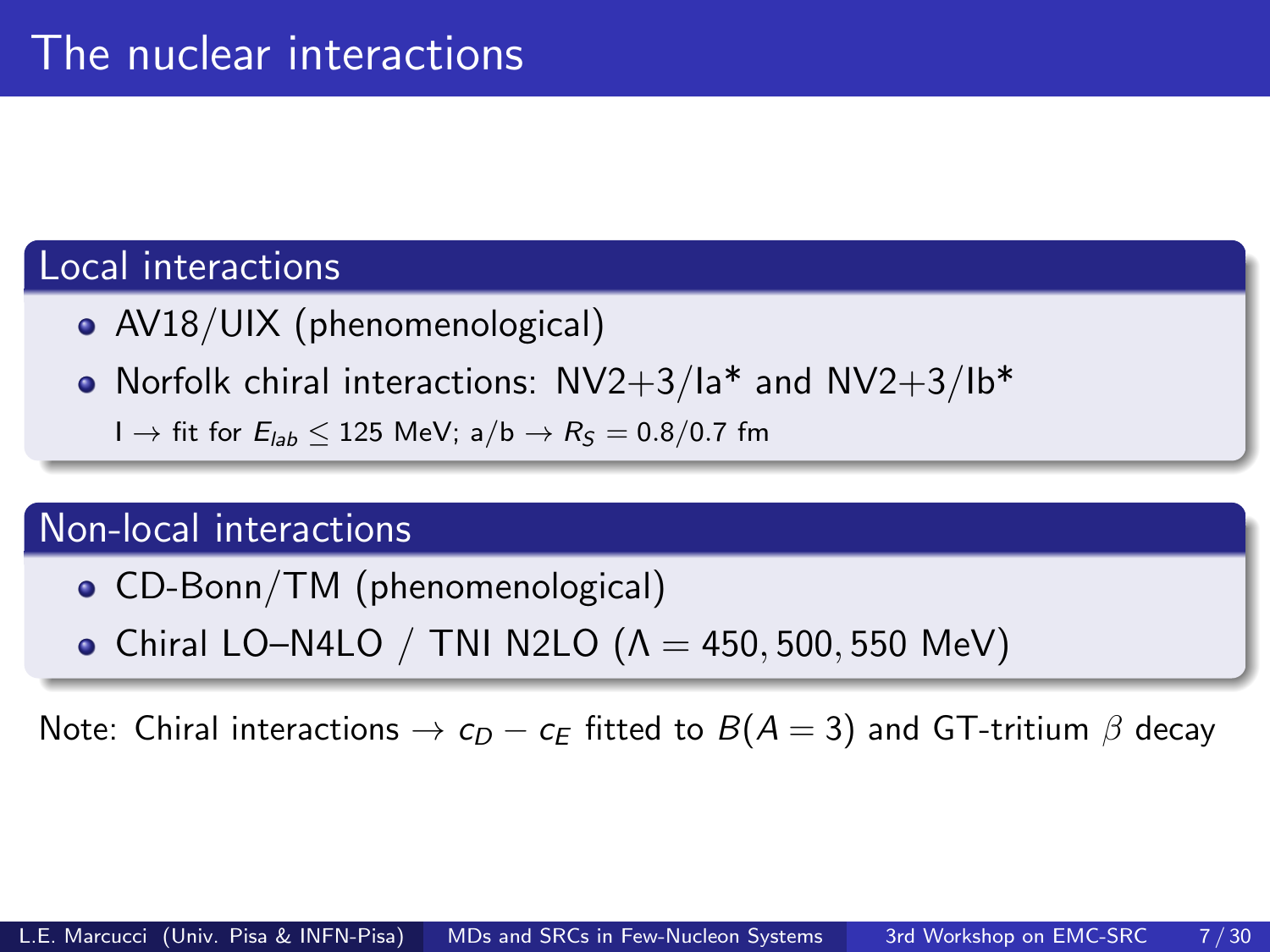# The nuclear interactions

## Local interactions

- AV18/UIX (phenomenological)
- Norfolk chiral interactions: NV2+3/Ia* and NV2+3/Ib*

  I $\rightarrow$ fit for $E_{lab} \leq 125$ MeV; a/b $\rightarrow$ $R_S = 0.8/0.7$ fm

## Non-local interactions

- CD-Bonn/TM (phenomenological)
- Chiral LO–N4LO / TNI N2LO ($\Lambda = 450, 500, 550$ MeV)

Note: Chiral interactions $\rightarrow$ $c_D - c_E$ fitted to $B(A=3)$ and GT-tritium $\beta$ decay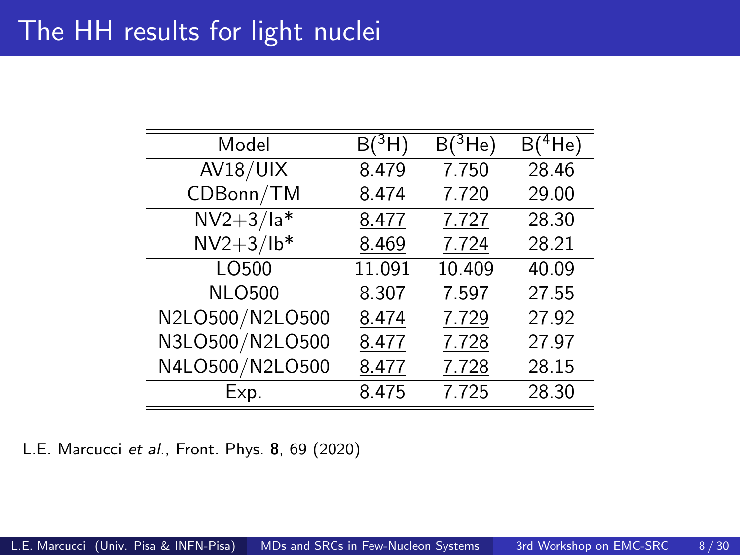# The HH results for light nuclei

| Model | B($^3$H) | B($^3$He) | B($^4$He) |
|---|---|---|---|
| AV18/UIX | 8.479 | 7.750 | 28.46 |
| CDBonn/TM | 8.474 | 7.720 | 29.00 |
| NV2+3/Ia* | 8.477 | 7.727 | 28.30 |
| NV2+3/Ib* | 8.469 | 7.724 | 28.21 |
| LO500 | 11.091 | 10.409 | 40.09 |
| NLO500 | 8.307 | 7.597 | 27.55 |
| N2LO500/N2LO500 | 8.474 | 7.729 | 27.92 |
| N3LO500/N2LO500 | 8.477 | 7.728 | 27.97 |
| N4LO500/N2LO500 | 8.477 | 7.728 | 28.15 |
| Exp. | 8.475 | 7.725 | 28.30 |

L.E. Marcucci *et al.*, Front. Phys. **8**, 69 (2020)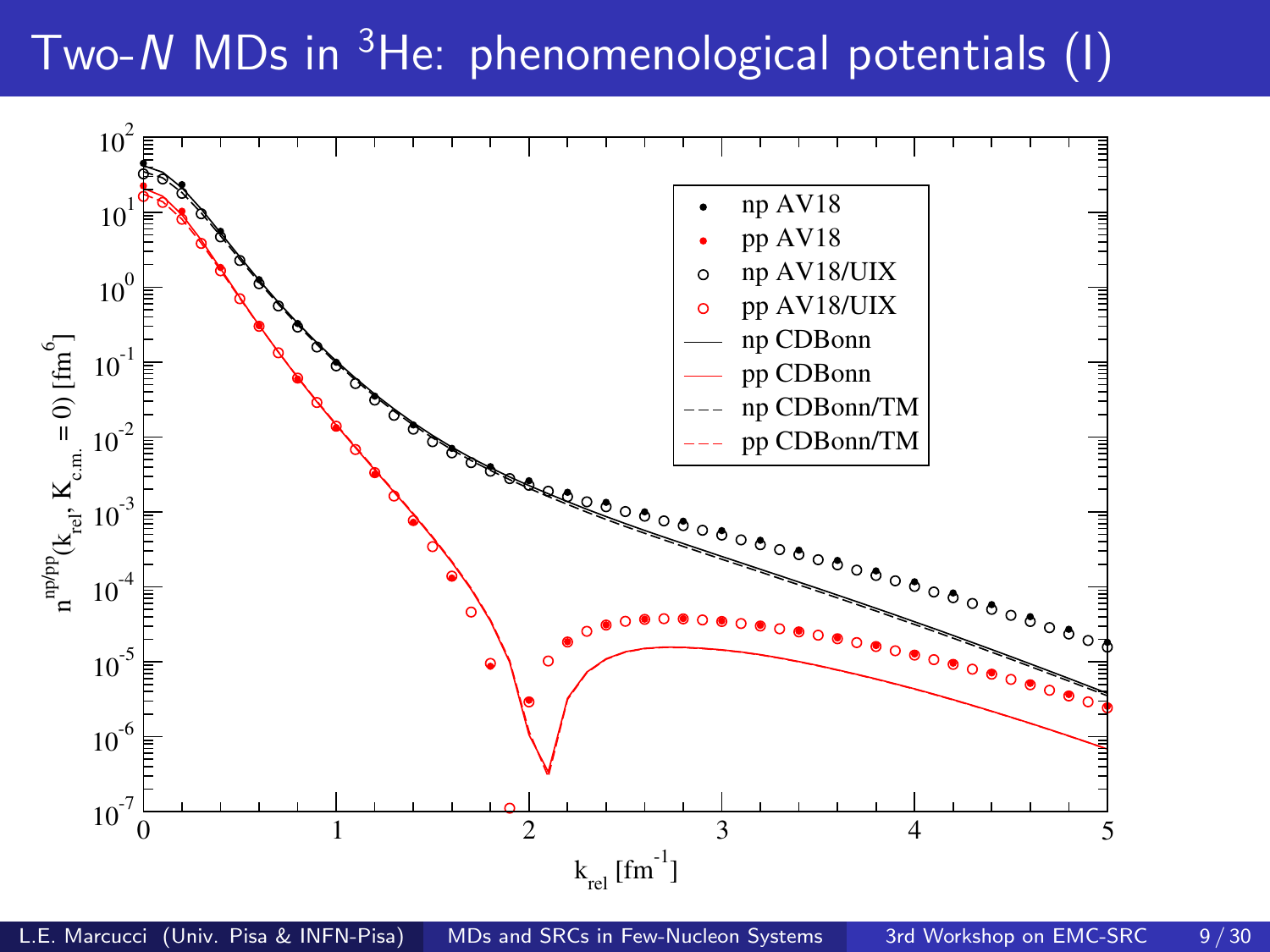# Two-$N$ MDs in $^3$He: phenomenological potentials (I)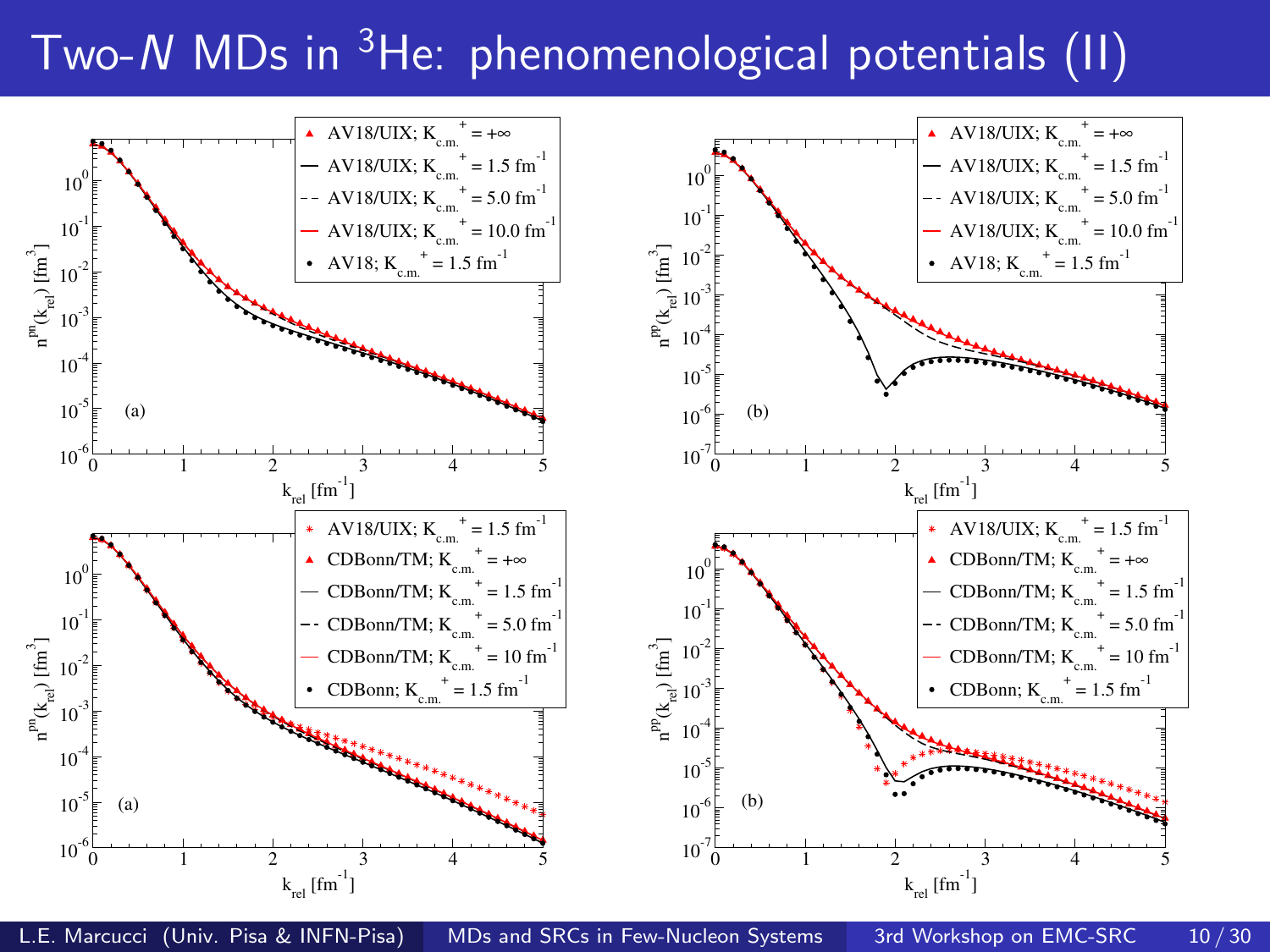# Two-$N$ MDs in $^3$He: phenomenological potentials (II)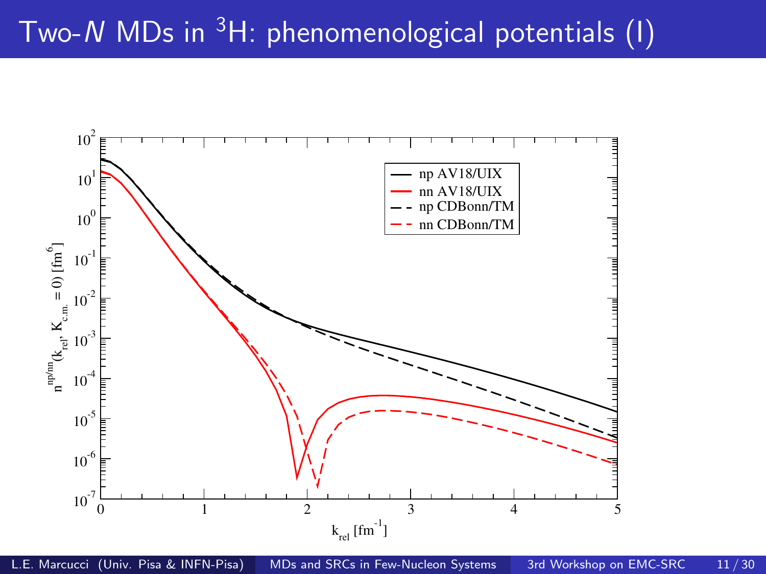# Two-$N$ MDs in $^3$H: phenomenological potentials (I)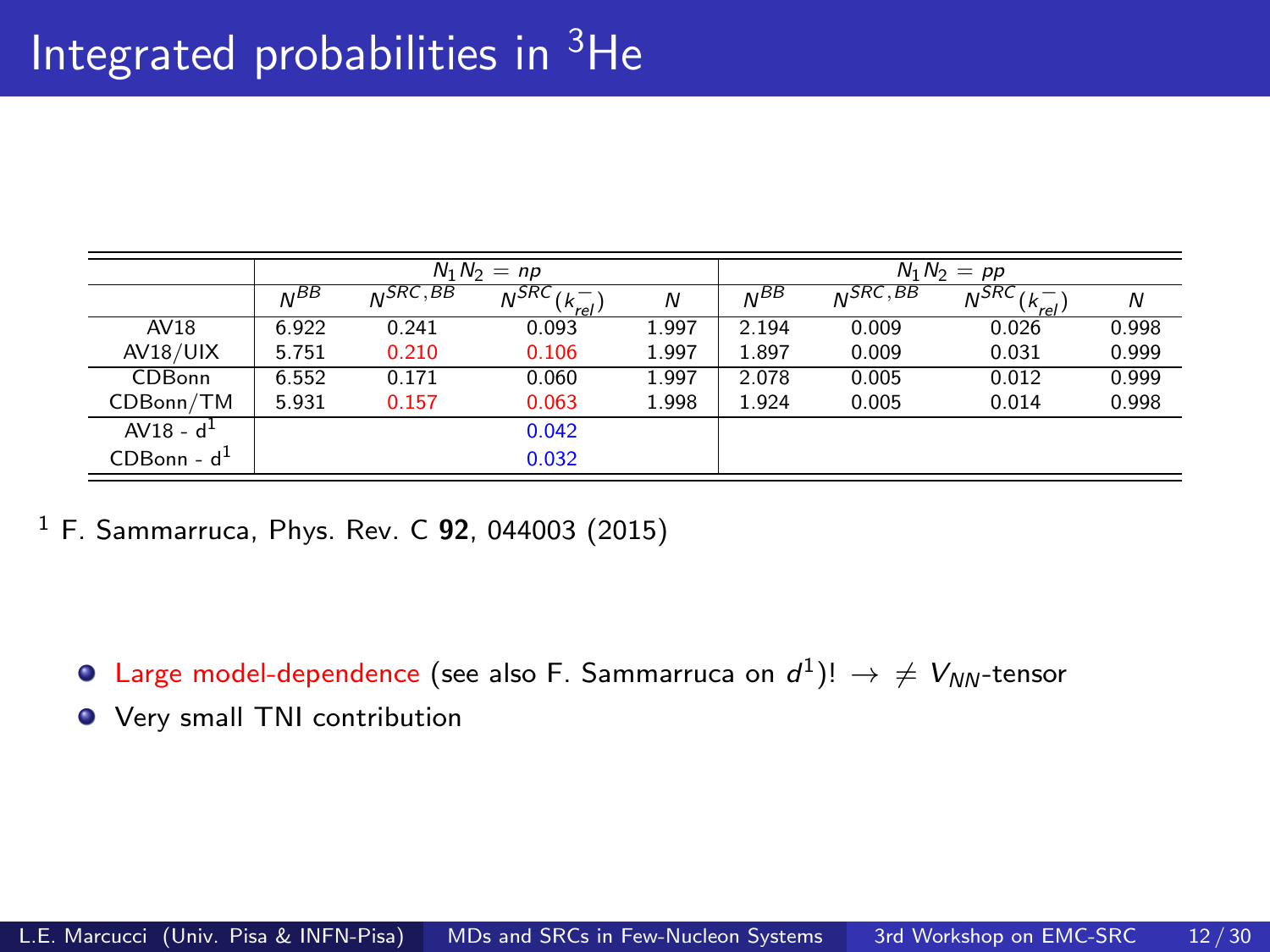# Integrated probabilities in $^3$He

| | $N_1 N_2 = np$ | | | | $N_1 N_2 = pp$ | | | |
|---|---|---|---|---|---|---|---|---|
| | $N^{BB}$ | $N^{SRC,BB}$ | $N^{SRC}(k_{rel}^-)$ | $N$ | $N^{BB}$ | $N^{SRC,BB}$ | $N^{SRC}(k_{rel}^-)$ | $N$ |
| AV18 | 6.922 | 0.241 | 0.093 | 1.997 | 2.194 | 0.009 | 0.026 | 0.998 |
| AV18/UIX | 5.751 | 0.210 | 0.106 | 1.997 | 1.897 | 0.009 | 0.031 | 0.999 |
| CDBonn | 6.552 | 0.171 | 0.060 | 1.997 | 2.078 | 0.005 | 0.012 | 0.999 |
| CDBonn/TM | 5.931 | 0.157 | 0.063 | 1.998 | 1.924 | 0.005 | 0.014 | 0.998 |
| AV18 - d[1] | | | 0.042 | | | | | |
| CDBonn - d[1] | | | 0.032 | | | | | |

[1] F. Sammarruca, Phys. Rev. C **92**, 044003 (2015)

- Large model-dependence (see also F. Sammarruca on $d^1$)! $\rightarrow \neq V_{NN}$-tensor
- Very small TNI contribution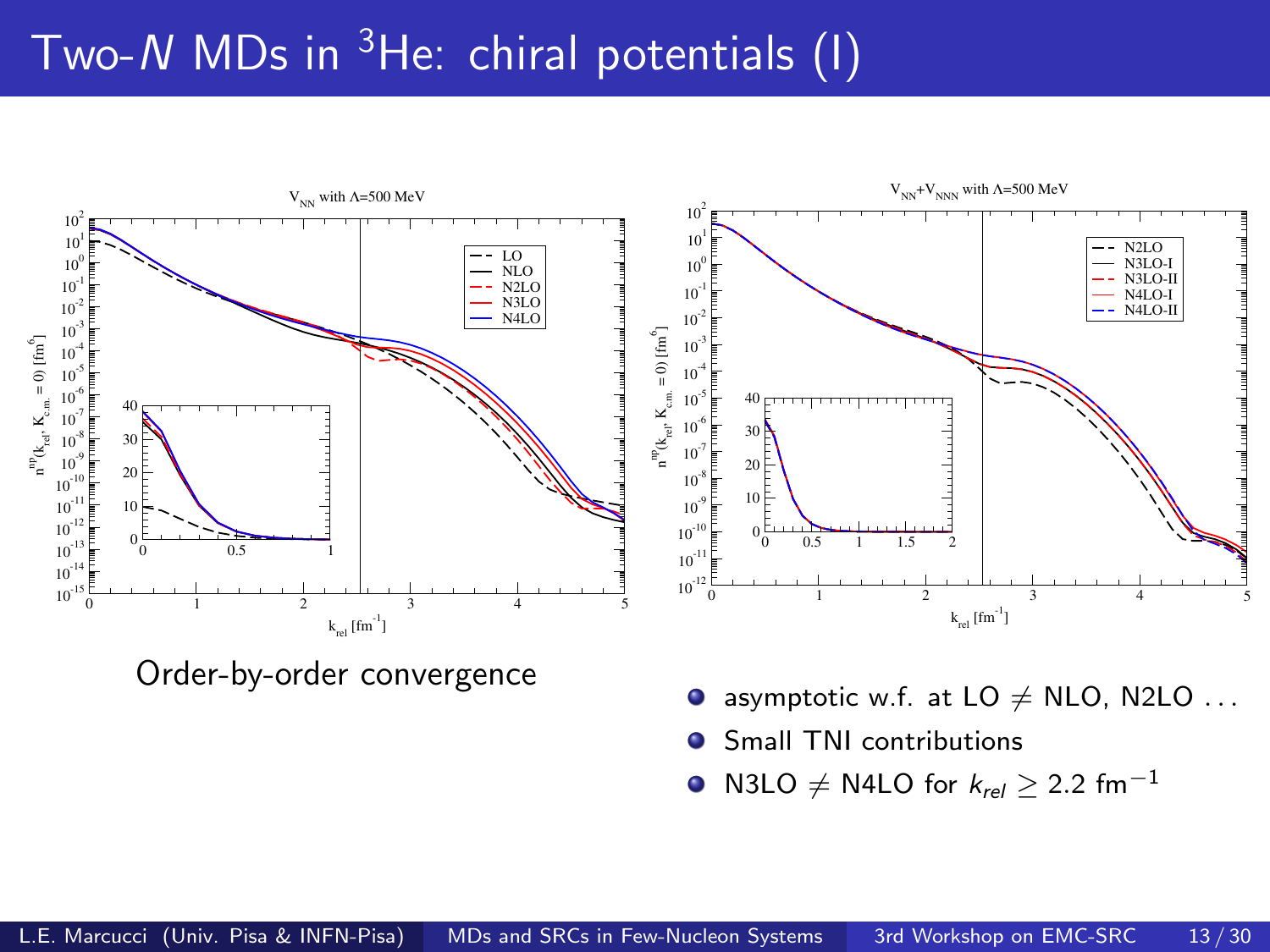# Two-$N$ MDs in $^3$He: chiral potentials (I)

Order-by-order convergence

- asymptotic w.f. at LO $\neq$ NLO, N2LO ...
- Small TNI contributions
- N3LO $\neq$ N4LO for $k_{rel} \geq 2.2$ fm$^{-1}$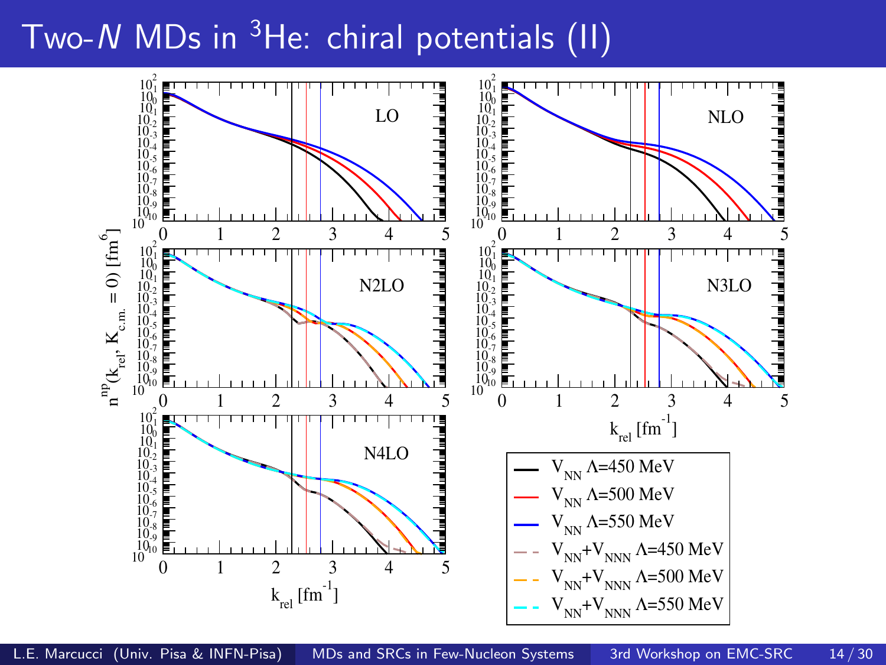# Two-$N$ MDs in $^3$He: chiral potentials (II)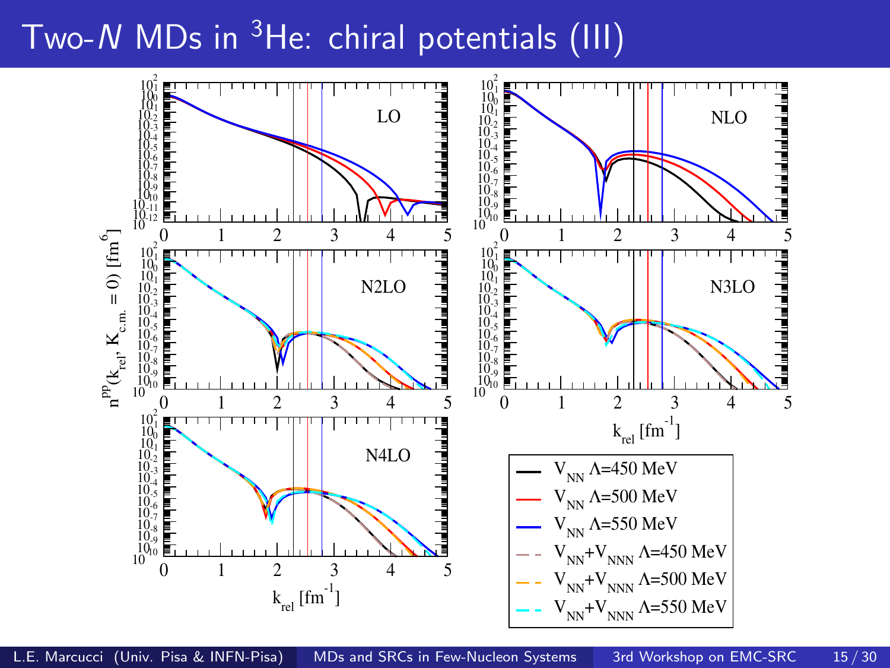# Two-$N$ MDs in $^3$He: chiral potentials (III)

LO

NLO

N2LO

N3LO

N4LO

$n^{pp}(k_{rel}, K_{c.m.} = 0)$ [fm$^6$]

$k_{rel}$ [fm$^{-1}$]

- $V_{NN}$ $\Lambda$=450 MeV
- $V_{NN}$ $\Lambda$=500 MeV
- $V_{NN}$ $\Lambda$=550 MeV
- $V_{NN}+V_{NNN}$ $\Lambda$=450 MeV
- $V_{NN}+V_{NNN}$ $\Lambda$=500 MeV
- $V_{NN}+V_{NNN}$ $\Lambda$=550 MeV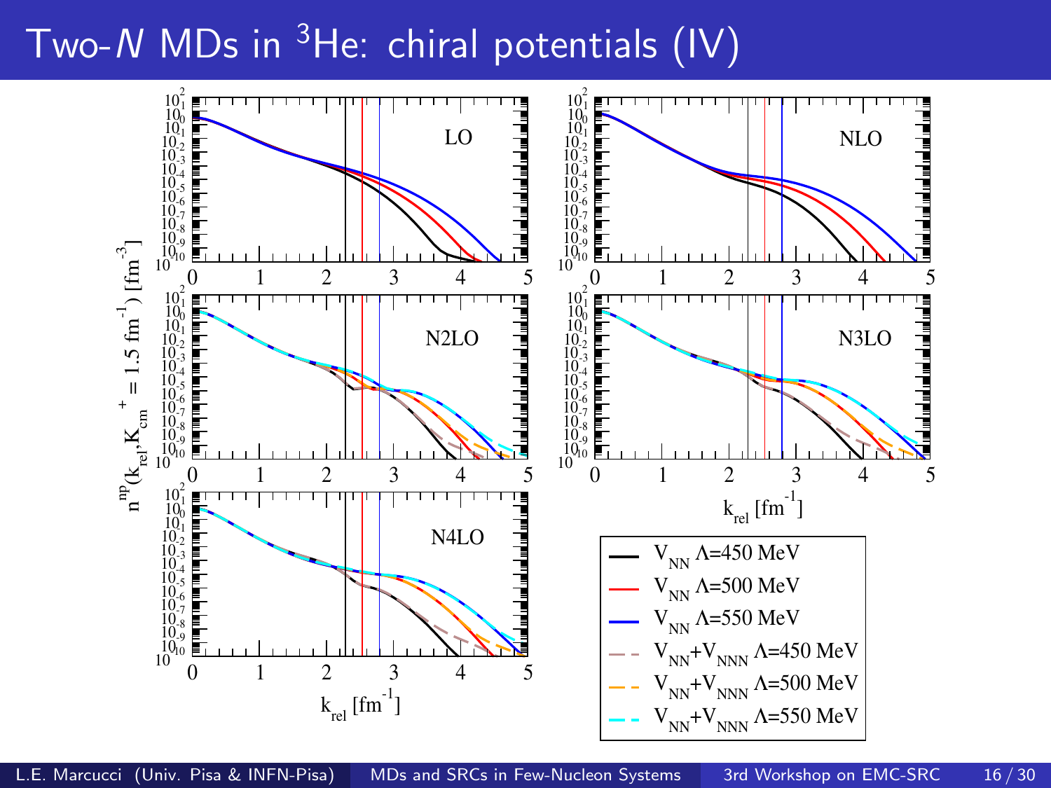# Two-$N$ MDs in $^3$He: chiral potentials (IV)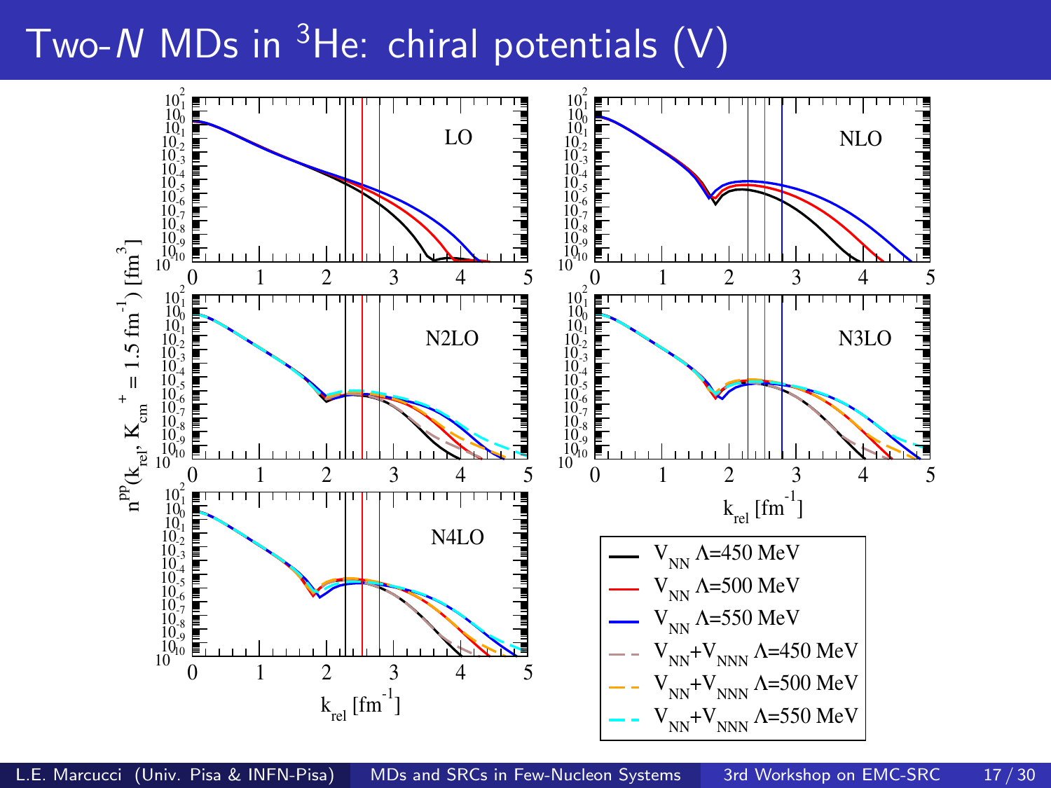# Two-$N$ MDs in $^3$He: chiral potentials (V)

LO

NLO

N2LO

N3LO

N4LO

$n^{pp}(k_{rel}, K_{cm}^{+} = 1.5\ \text{fm}^{-1})\ [\text{fm}^3]$

$k_{rel}\ [\text{fm}^{-1}]$

- $V_{NN}$ $\Lambda$=450 MeV
- $V_{NN}$ $\Lambda$=500 MeV
- $V_{NN}$ $\Lambda$=550 MeV
- $V_{NN}+V_{NNN}$ $\Lambda$=450 MeV
- $V_{NN}+V_{NNN}$ $\Lambda$=500 MeV
- $V_{NN}+V_{NNN}$ $\Lambda$=550 MeV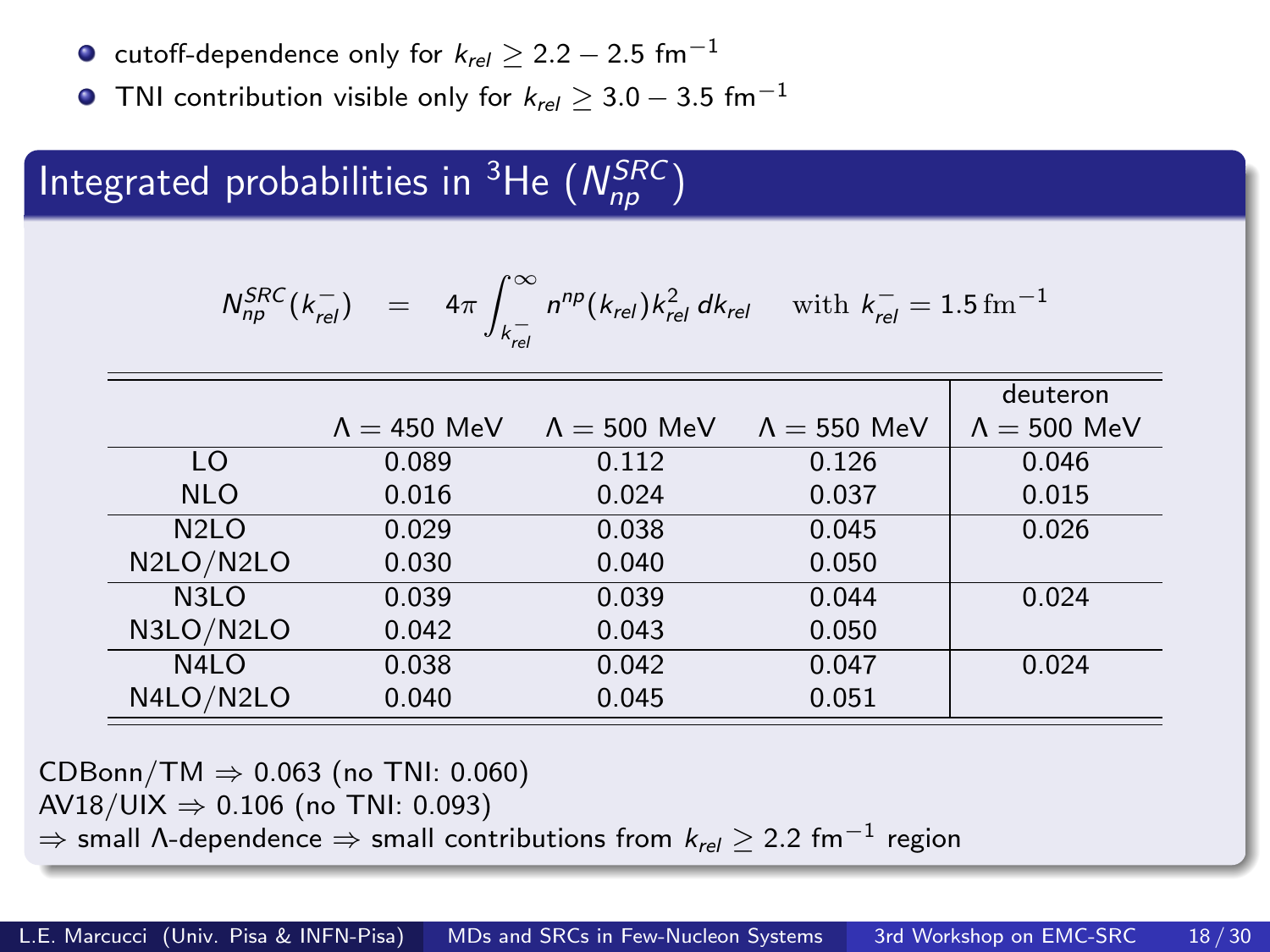- cutoff-dependence only for $k_{rel} \geq 2.2 - 2.5$ fm$^{-1}$
- TNI contribution visible only for $k_{rel} \geq 3.0 - 3.5$ fm$^{-1}$

## Integrated probabilities in $^3$He ($N_{np}^{SRC}$)

$$N_{np}^{SRC}(k_{rel}^-) = 4\pi \int_{k_{rel}^-}^{\infty} n^{np}(k_{rel}) k_{rel}^2 \, dk_{rel} \quad \text{with } k_{rel}^- = 1.5\,\text{fm}^{-1}$$

| | $\Lambda = 450$ MeV | $\Lambda = 500$ MeV | $\Lambda = 550$ MeV | deuteron $\Lambda = 500$ MeV |
|---|---|---|---|---|
| LO | 0.089 | 0.112 | 0.126 | 0.046 |
| NLO | 0.016 | 0.024 | 0.037 | 0.015 |
| N2LO | 0.029 | 0.038 | 0.045 | 0.026 |
| N2LO/N2LO | 0.030 | 0.040 | 0.050 | |
| N3LO | 0.039 | 0.039 | 0.044 | 0.024 |
| N3LO/N2LO | 0.042 | 0.043 | 0.050 | |
| N4LO | 0.038 | 0.042 | 0.047 | 0.024 |
| N4LO/N2LO | 0.040 | 0.045 | 0.051 | |

CDBonn/TM $\Rightarrow$ 0.063 (no TNI: 0.060)
AV18/UIX $\Rightarrow$ 0.106 (no TNI: 0.093)
$\Rightarrow$ small $\Lambda$-dependence $\Rightarrow$ small contributions from $k_{rel} \geq 2.2$ fm$^{-1}$ region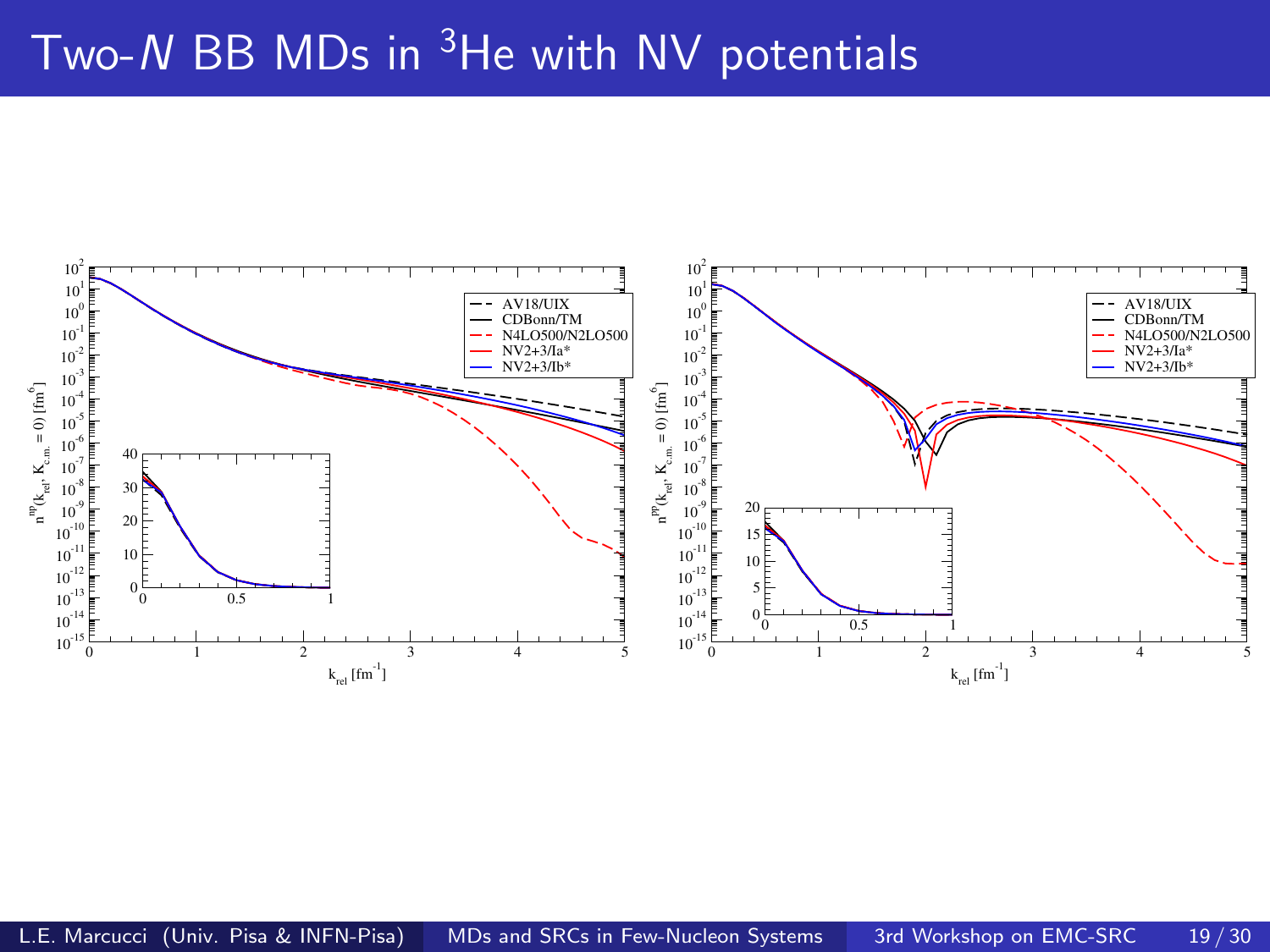# Two-$N$ BB MDs in $^3$He with NV potentials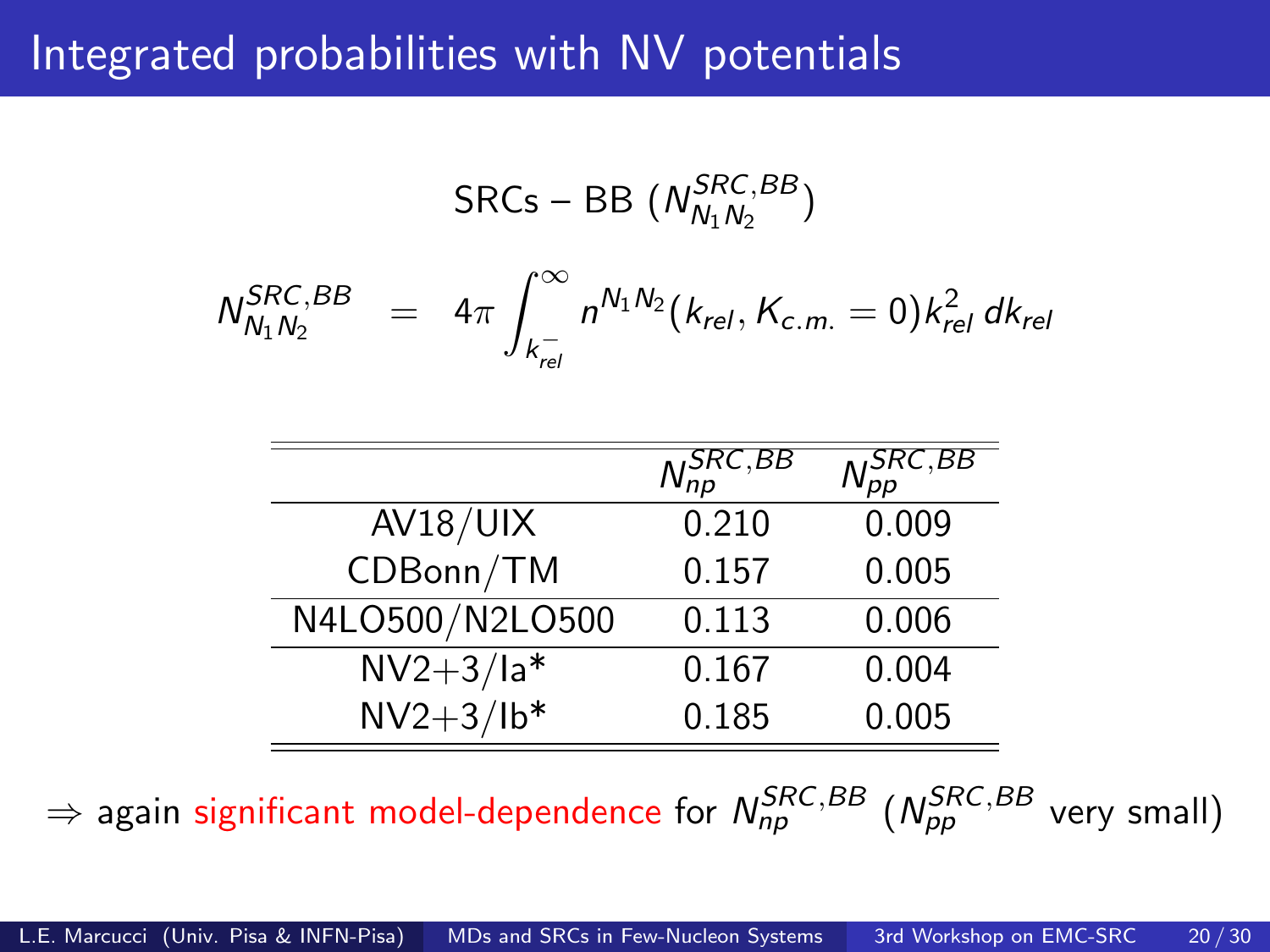# Integrated probabilities with NV potentials

SRCs – BB ($N^{SRC,BB}_{N_1 N_2}$)

$$N^{SRC,BB}_{N_1 N_2} = 4\pi \int_{k^-_{rel}}^{\infty} n^{N_1 N_2}(k_{rel}, K_{c.m.} = 0) k^2_{rel}\, dk_{rel}$$

| | $N^{SRC,BB}_{np}$ | $N^{SRC,BB}_{pp}$ |
|---|---|---|
| AV18/UIX | 0.210 | 0.009 |
| CDBonn/TM | 0.157 | 0.005 |
| N4LO500/N2LO500 | 0.113 | 0.006 |
| NV2+3/Ia* | 0.167 | 0.004 |
| NV2+3/Ib* | 0.185 | 0.005 |

$\Rightarrow$ again significant model-dependence for $N^{SRC,BB}_{np}$ ($N^{SRC,BB}_{pp}$ very small)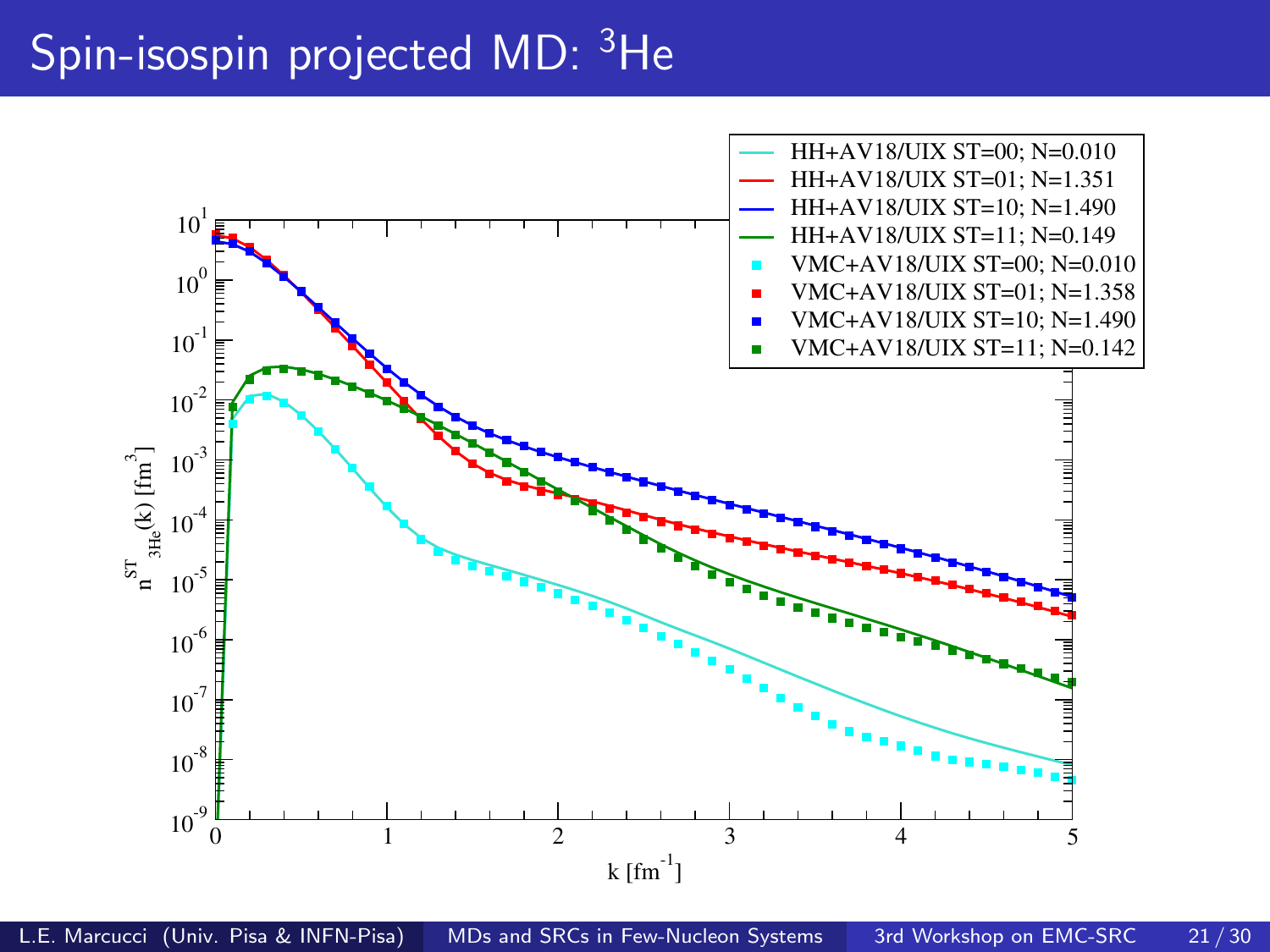# Spin-isospin projected MD: $^3$He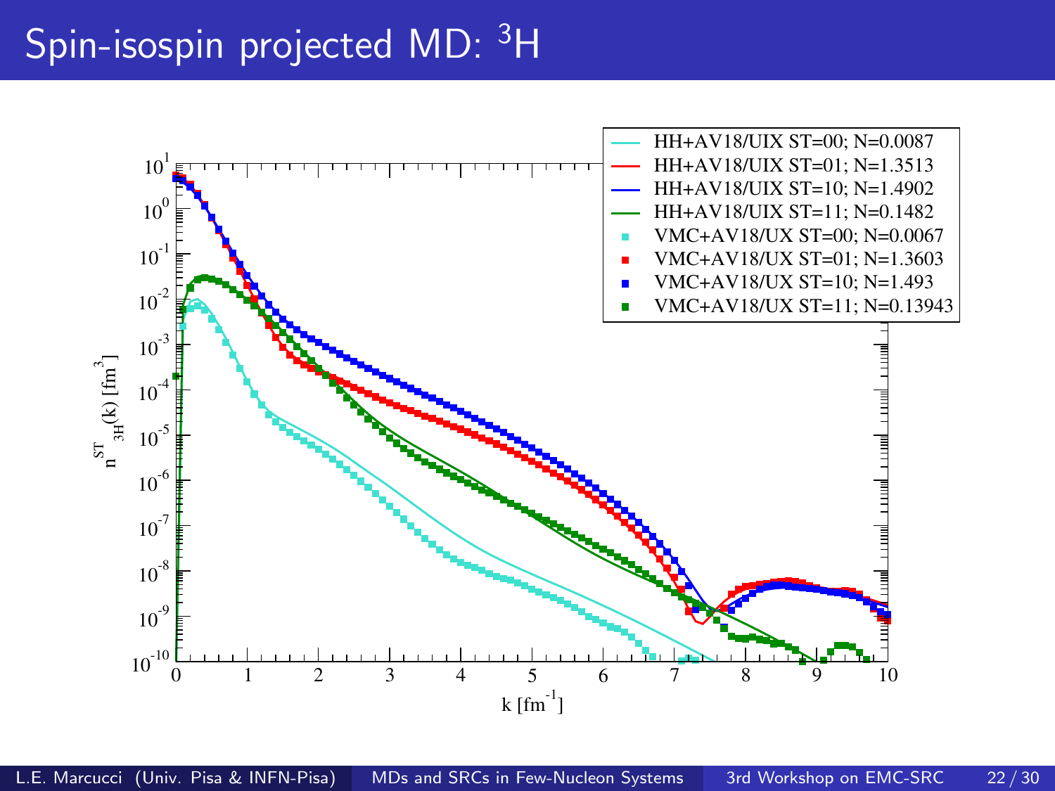# Spin-isospin projected MD: $^3$H

| Legend | |
|---|---|
| HH+AV18/UIX ST=00; N=0.0087 | |
| HH+AV18/UIX ST=01; N=1.3513 | |
| HH+AV18/UIX ST=10; N=1.4902 | |
| HH+AV18/UIX ST=11; N=0.1482 | |
| VMC+AV18/UX ST=00; N=0.0067 | |
| VMC+AV18/UX ST=01; N=1.3603 | |
| VMC+AV18/UX ST=10; N=1.493 | |
| VMC+AV18/UX ST=11; N=0.13943 | |

$n^{ST}_{3H}(k)$ [fm$^3$] vs. k [fm$^{-1}$]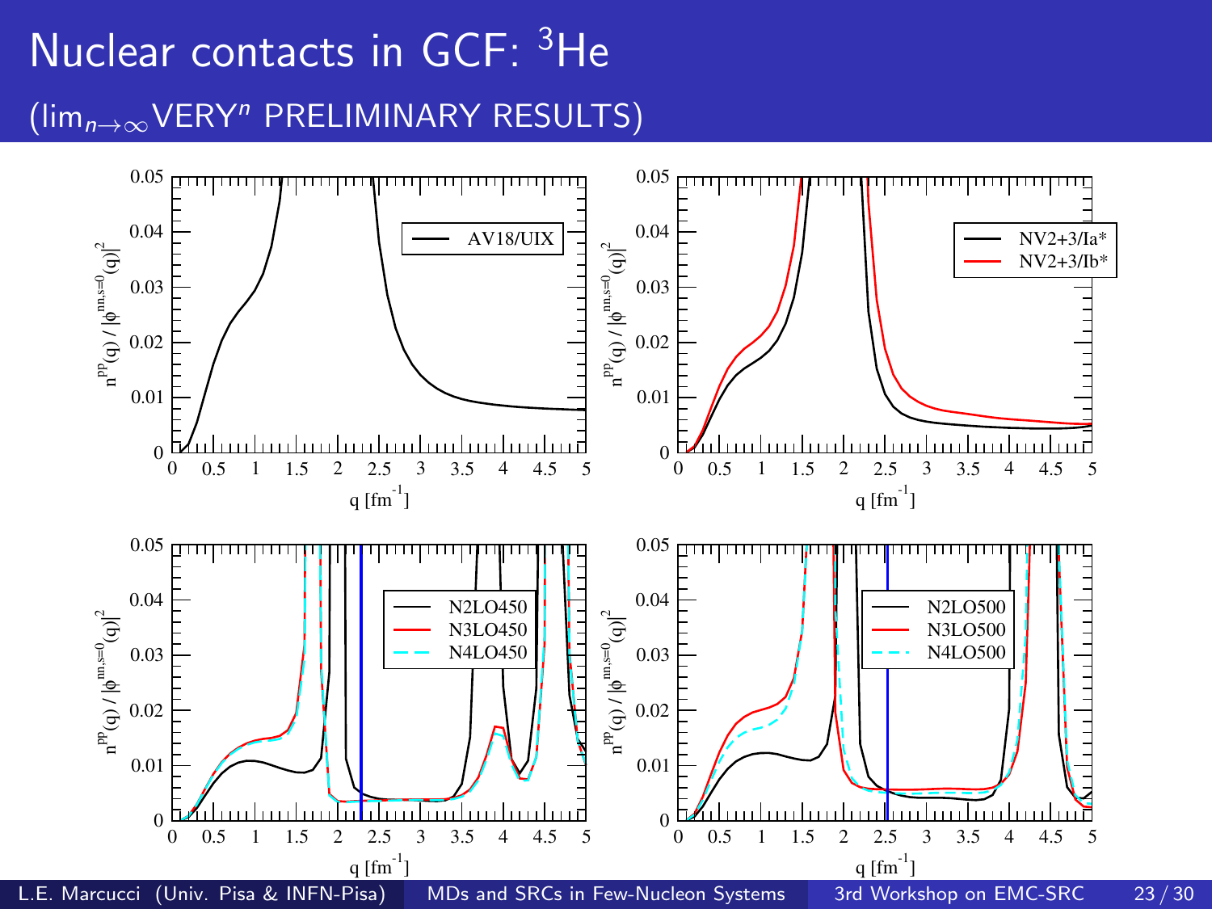# Nuclear contacts in GCF: $^3$He

## ($\lim_{n\to\infty}$VERY$^n$ PRELIMINARY RESULTS)

$n^{pp}(q) / |\phi^{nn,s=0}(q)|^2$ versus $q$ [fm$^{-1}$]

- AV18/UIX
- NV2+3/Ia*, NV2+3/Ib*
- N2LO450, N3LO450, N4LO450
- N2LO500, N3LO500, N4LO500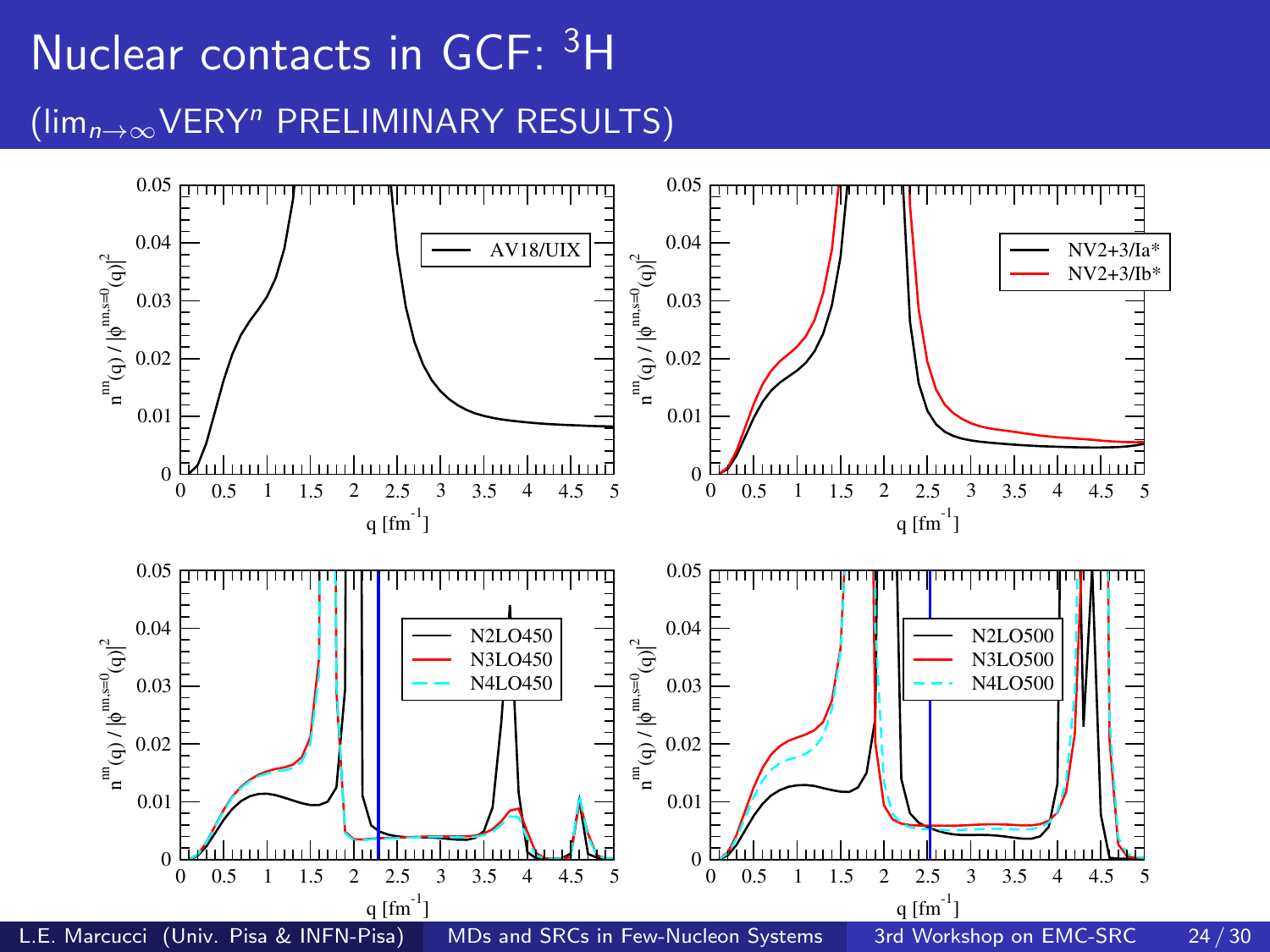# Nuclear contacts in GCF: $^3$H

($\lim_{n\to\infty}$VERY$^n$ PRELIMINARY RESULTS)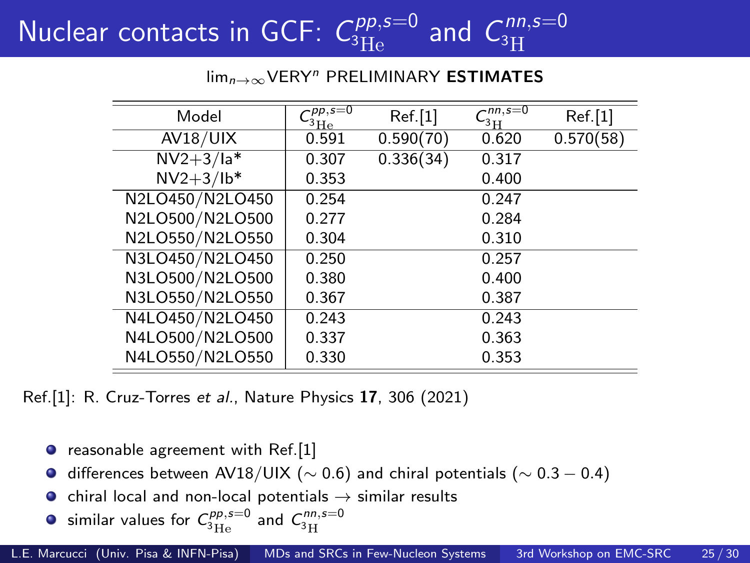# Nuclear contacts in GCF: $C^{pp,s=0}_{^3\mathrm{He}}$ and $C^{nn,s=0}_{^3\mathrm{H}}$

$\lim_{n\to\infty}$VERY$^n$ PRELIMINARY **ESTIMATES**

| Model | $C^{pp,s=0}_{^3\mathrm{He}}$ | Ref.[1] | $C^{nn,s=0}_{^3\mathrm{H}}$ | Ref.[1] |
|---|---|---|---|---|
| AV18/UIX | 0.591 | 0.590(70) | 0.620 | 0.570(58) |
| NV2+3/Ia* | 0.307 | 0.336(34) | 0.317 | |
| NV2+3/Ib* | 0.353 | | 0.400 | |
| N2LO450/N2LO450 | 0.254 | | 0.247 | |
| N2LO500/N2LO500 | 0.277 | | 0.284 | |
| N2LO550/N2LO550 | 0.304 | | 0.310 | |
| N3LO450/N2LO450 | 0.250 | | 0.257 | |
| N3LO500/N2LO500 | 0.380 | | 0.400 | |
| N3LO550/N2LO550 | 0.367 | | 0.387 | |
| N4LO450/N2LO450 | 0.243 | | 0.243 | |
| N4LO500/N2LO500 | 0.337 | | 0.363 | |
| N4LO550/N2LO550 | 0.330 | | 0.353 | |

Ref.[1]: R. Cruz-Torres *et al.*, Nature Physics **17**, 306 (2021)

- reasonable agreement with Ref.[1]
- differences between AV18/UIX ($\sim 0.6$) and chiral potentials ($\sim 0.3 - 0.4$)
- chiral local and non-local potentials $\rightarrow$ similar results
- similar values for $C^{pp,s=0}_{^3\mathrm{He}}$ and $C^{nn,s=0}_{^3\mathrm{H}}$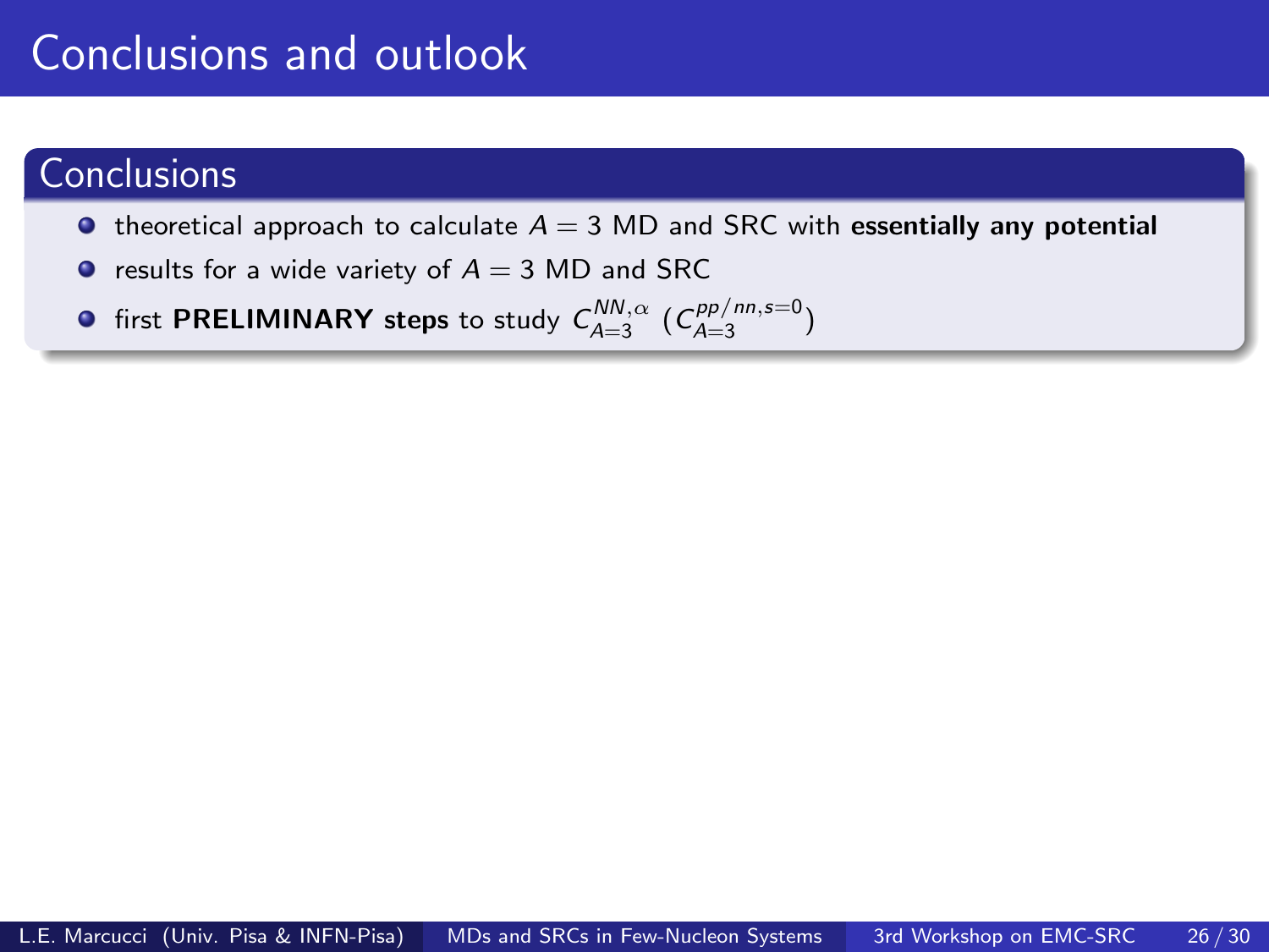# Conclusions and outlook

## Conclusions

- theoretical approach to calculate $A = 3$ MD and SRC with **essentially any potential**
- results for a wide variety of $A = 3$ MD and SRC
- first **PRELIMINARY steps** to study $C_{A=3}^{NN,\alpha}$ ($C_{A=3}^{pp/nn,s=0}$)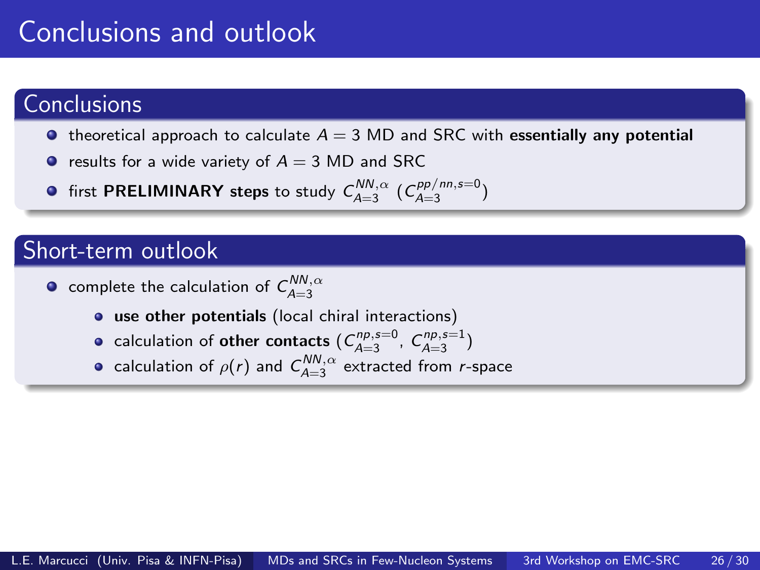# Conclusions and outlook

## Conclusions

- theoretical approach to calculate $A = 3$ MD and SRC with **essentially any potential**
- results for a wide variety of $A = 3$ MD and SRC
- first **PRELIMINARY steps** to study $C_{A=3}^{NN,\alpha}$ ($C_{A=3}^{pp/nn,s=0}$)

## Short-term outlook

- complete the calculation of $C_{A=3}^{NN,\alpha}$
  - **use other potentials** (local chiral interactions)
  - calculation of **other contacts** ($C_{A=3}^{np,s=0}$, $C_{A=3}^{np,s=1}$)
  - calculation of $\rho(r)$ and $C_{A=3}^{NN,\alpha}$ extracted from $r$-space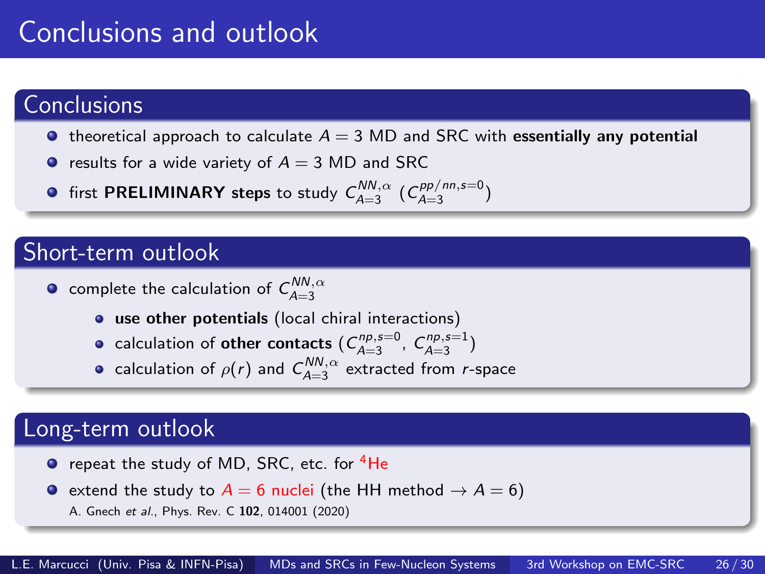# Conclusions and outlook

## Conclusions

- theoretical approach to calculate $A = 3$ MD and SRC with **essentially any potential**
- results for a wide variety of $A = 3$ MD and SRC
- first **PRELIMINARY steps** to study $C_{A=3}^{NN,\alpha}$ ($C_{A=3}^{pp/nn,s=0}$)

## Short-term outlook

- complete the calculation of $C_{A=3}^{NN,\alpha}$
  - **use other potentials** (local chiral interactions)
  - calculation of **other contacts** ($C_{A=3}^{np,s=0}$, $C_{A=3}^{np,s=1}$)
  - calculation of $\rho(r)$ and $C_{A=3}^{NN,\alpha}$ extracted from $r$-space

## Long-term outlook

- repeat the study of MD, SRC, etc. for $^4$He
- extend the study to $A = 6$ nuclei (the HH method $\rightarrow A = 6$)
  A. Gnech *et al.*, Phys. Rev. C **102**, 014001 (2020)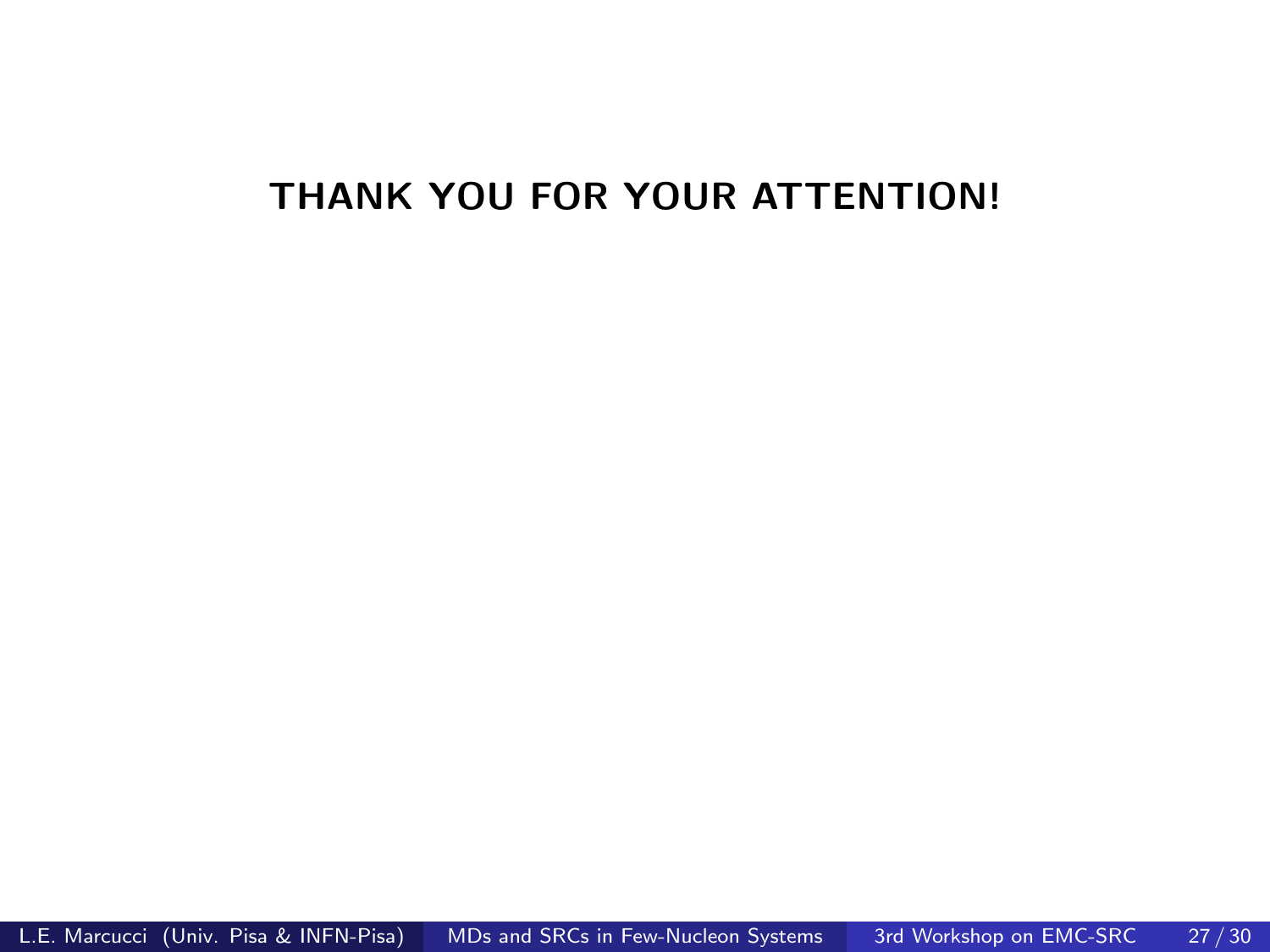**THANK YOU FOR YOUR ATTENTION!**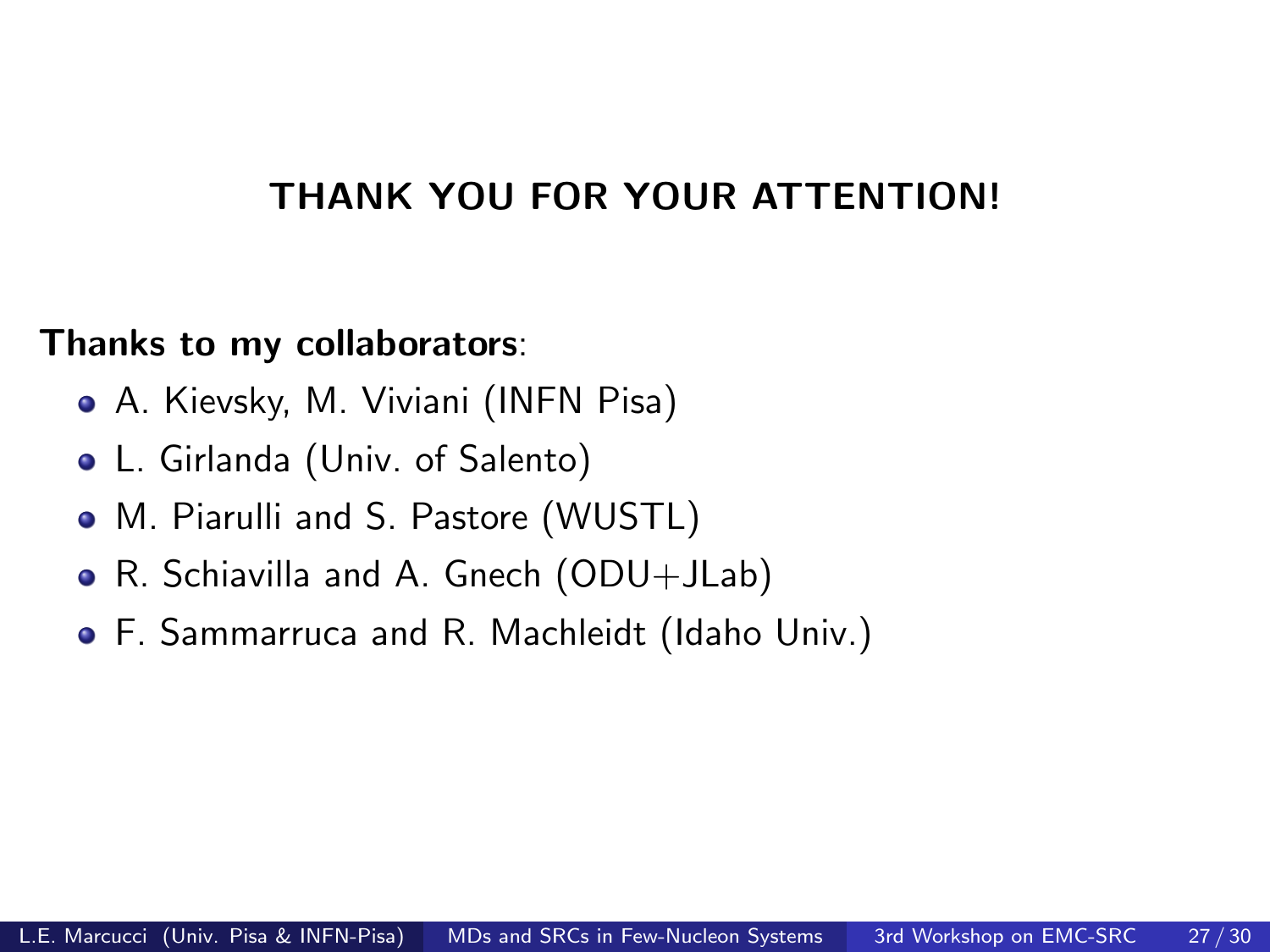**THANK YOU FOR YOUR ATTENTION!**

**Thanks to my collaborators**:

- A. Kievsky, M. Viviani (INFN Pisa)
- L. Girlanda (Univ. of Salento)
- M. Piarulli and S. Pastore (WUSTL)
- R. Schiavilla and A. Gnech (ODU+JLab)
- F. Sammarruca and R. Machleidt (Idaho Univ.)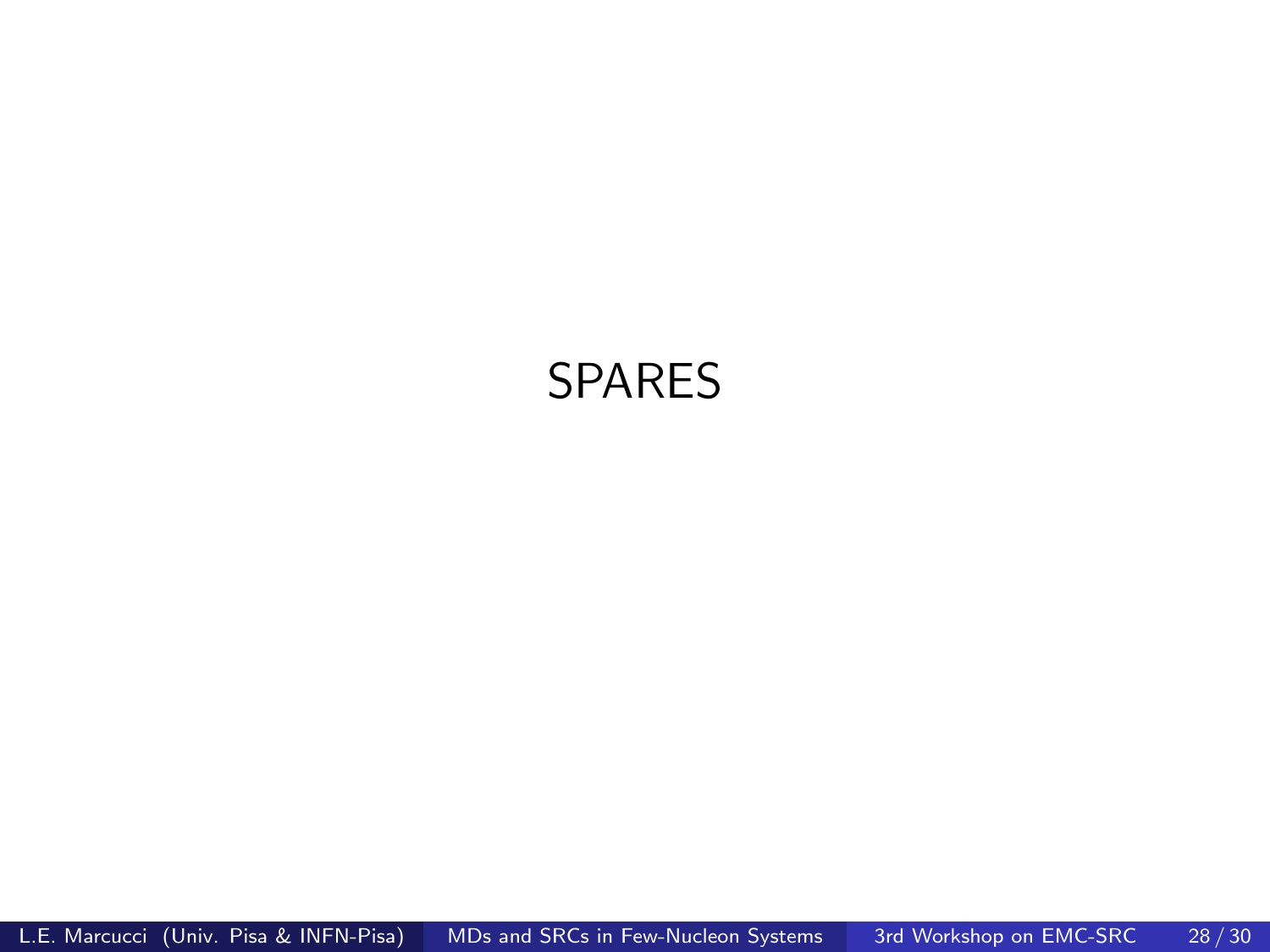SPARES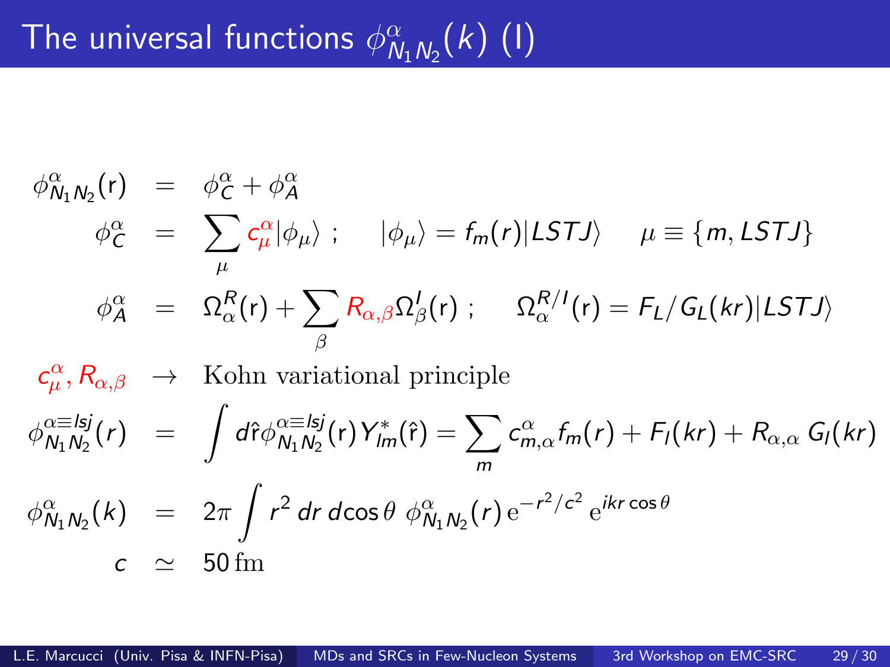# The universal functions $\phi^{\alpha}_{N_1N_2}(k)$ (I)

$$
\begin{aligned}
\phi^{\alpha}_{N_1N_2}(\mathrm{r}) &= \phi^{\alpha}_{C} + \phi^{\alpha}_{A} \\
\phi^{\alpha}_{C} &= \sum_{\mu} c^{\alpha}_{\mu} |\phi_\mu\rangle \ ; \qquad |\phi_\mu\rangle = f_m(r)|LSTJ\rangle \qquad \mu \equiv \{m, LSTJ\} \\
\phi^{\alpha}_{A} &= \Omega^{R}_{\alpha}(\mathrm{r}) + \sum_{\beta} R_{\alpha,\beta}\Omega^{I}_{\beta}(\mathrm{r}) \ ; \qquad \Omega^{R/I}_{\alpha}(\mathrm{r}) = F_L/G_L(kr)|LSTJ\rangle \\
c^{\alpha}_{\mu}, R_{\alpha,\beta} &\rightarrow \text{Kohn variational principle} \\
\phi^{\alpha\equiv lsj}_{N_1N_2}(r) &= \int d\hat{\mathrm{r}}\, \phi^{\alpha\equiv lsj}_{N_1N_2}(\mathrm{r}) Y^{*}_{lm}(\hat{\mathrm{r}}) = \sum_{m} c^{\alpha}_{m,\alpha} f_m(r) + F_l(kr) + R_{\alpha,\alpha}\, G_l(kr) \\
\phi^{\alpha}_{N_1N_2}(k) &= 2\pi \int r^2\, dr\, d\cos\theta\ \phi^{\alpha}_{N_1N_2}(r)\, \mathrm{e}^{-r^2/c^2}\, \mathrm{e}^{ikr\cos\theta} \\
c &\simeq 50\,\mathrm{fm}
\end{aligned}
$$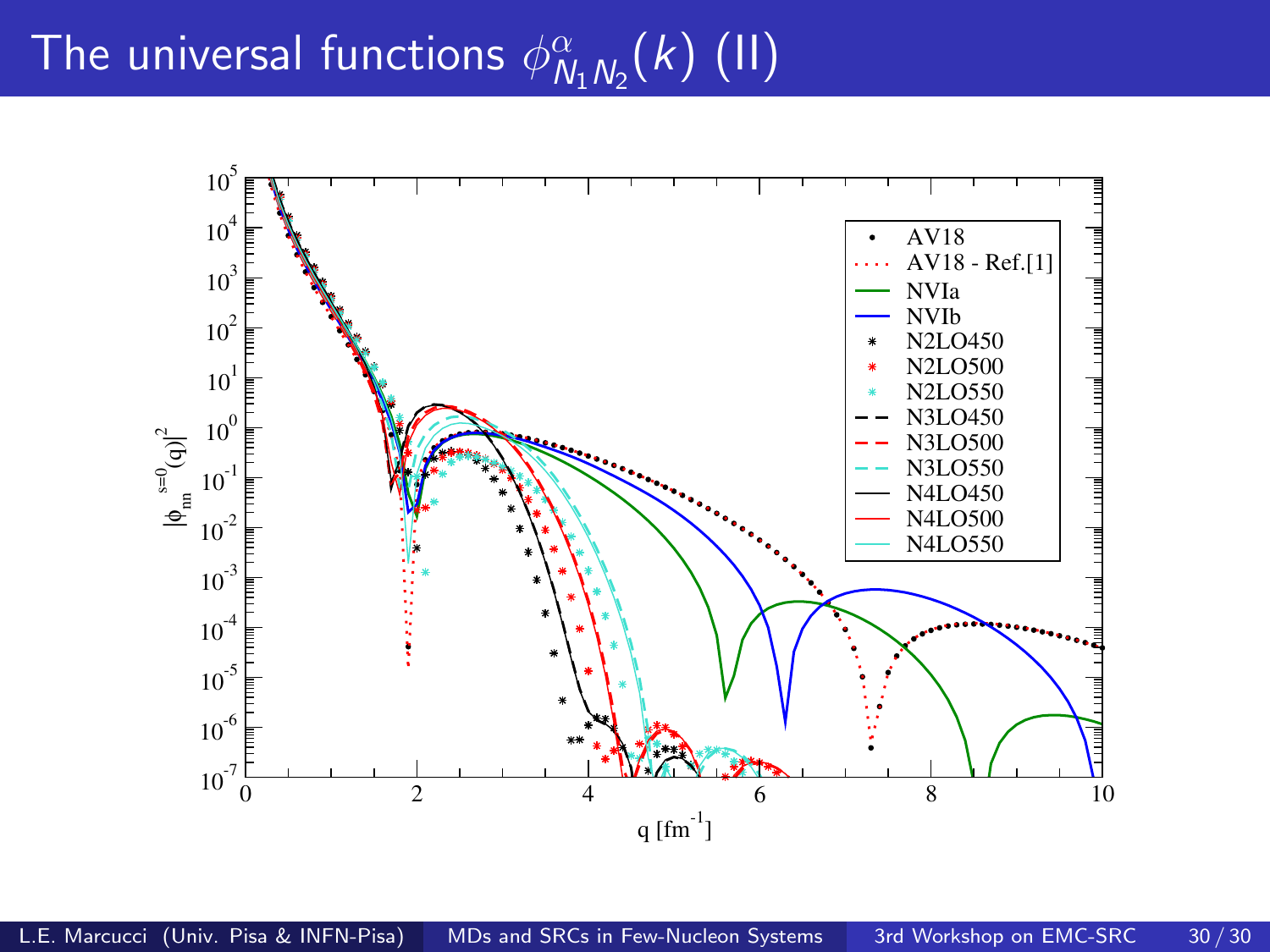# The universal functions $\phi^{\alpha}_{N_1 N_2}(k)$ (II)

$|\phi_{nn}^{s=0}(q)|^2$

$10^5$
$10^4$
$10^3$
$10^2$
$10^1$
$10^0$
$10^{-1}$
$10^{-2}$
$10^{-3}$
$10^{-4}$
$10^{-5}$
$10^{-6}$
$10^{-7}$

0
2
4
6
8
10

q [fm$^{-1}$]

AV18
AV18 - Ref.[1]
NVIa
NVIb
N2LO450
N2LO500
N2LO550
N3LO450
N3LO500
N3LO550
N4LO450
N4LO500
N4LO550